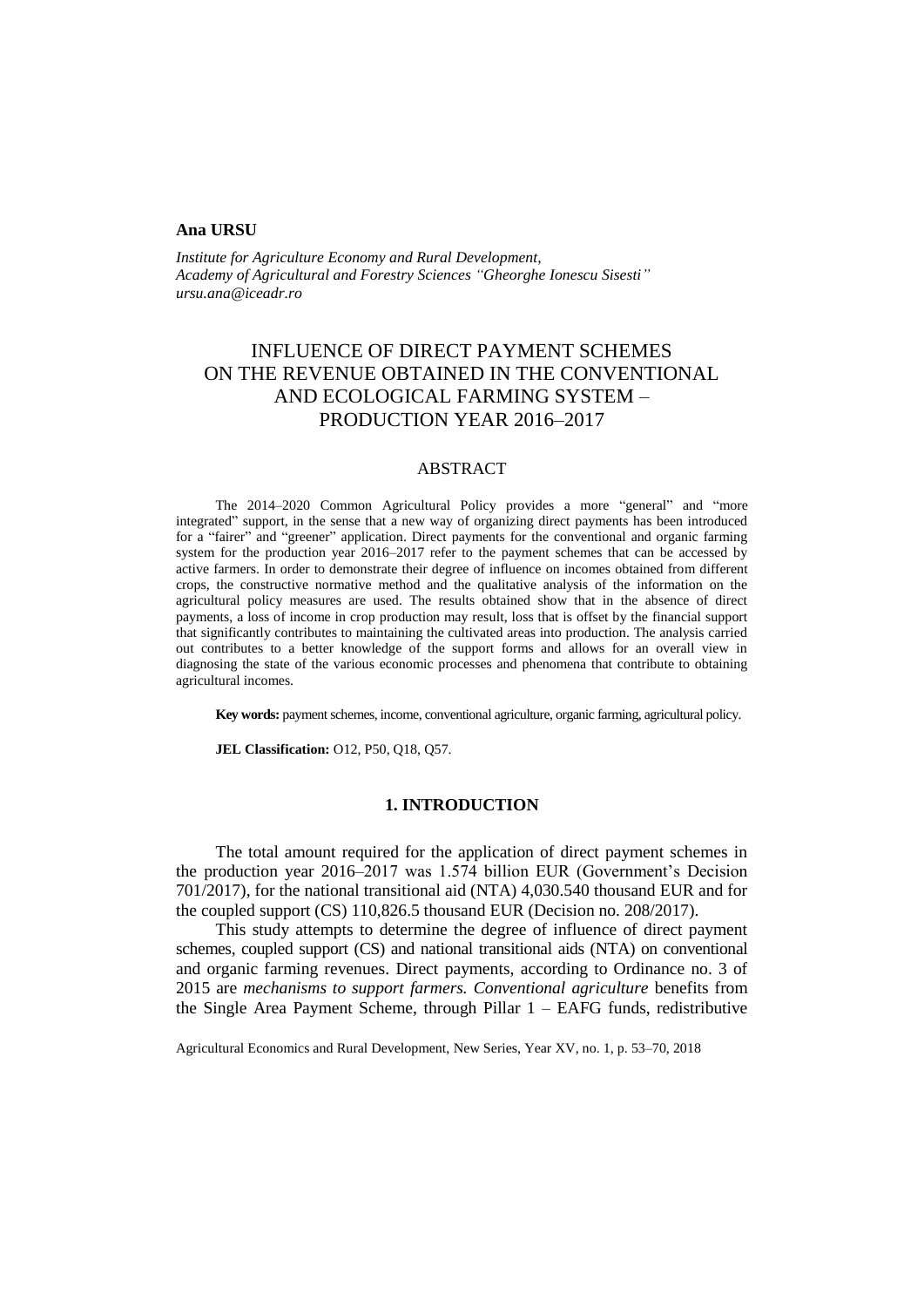**Ana URSU**

*Institute for Agriculture Economy and Rural Development,*
*Academy of Agricultural and Forestry Sciences "Gheorghe Ionescu Sisesti"*
*ursu.ana@iceadr.ro*

# INFLUENCE OF DIRECT PAYMENT SCHEMES ON THE REVENUE OBTAINED IN THE CONVENTIONAL AND ECOLOGICAL FARMING SYSTEM – PRODUCTION YEAR 2016–2017

## ABSTRACT

The 2014–2020 Common Agricultural Policy provides a more "general" and "more integrated" support, in the sense that a new way of organizing direct payments has been introduced for a "fairer" and "greener" application. Direct payments for the conventional and organic farming system for the production year 2016–2017 refer to the payment schemes that can be accessed by active farmers. In order to demonstrate their degree of influence on incomes obtained from different crops, the constructive normative method and the qualitative analysis of the information on the agricultural policy measures are used. The results obtained show that in the absence of direct payments, a loss of income in crop production may result, loss that is offset by the financial support that significantly contributes to maintaining the cultivated areas into production. The analysis carried out contributes to a better knowledge of the support forms and allows for an overall view in diagnosing the state of the various economic processes and phenomena that contribute to obtaining agricultural incomes.

**Key words:** payment schemes, income, conventional agriculture, organic farming, agricultural policy.

**JEL Classification:** O12, P50, Q18, Q57.

## 1. INTRODUCTION

The total amount required for the application of direct payment schemes in the production year 2016–2017 was 1.574 billion EUR (Government's Decision 701/2017), for the national transitional aid (NTA) 4,030.540 thousand EUR and for the coupled support (CS) 110,826.5 thousand EUR (Decision no. 208/2017).

This study attempts to determine the degree of influence of direct payment schemes, coupled support (CS) and national transitional aids (NTA) on conventional and organic farming revenues. Direct payments, according to Ordinance no. 3 of 2015 are *mechanisms to support farmers. Conventional agriculture* benefits from the Single Area Payment Scheme, through Pillar 1 – EAFG funds, redistributive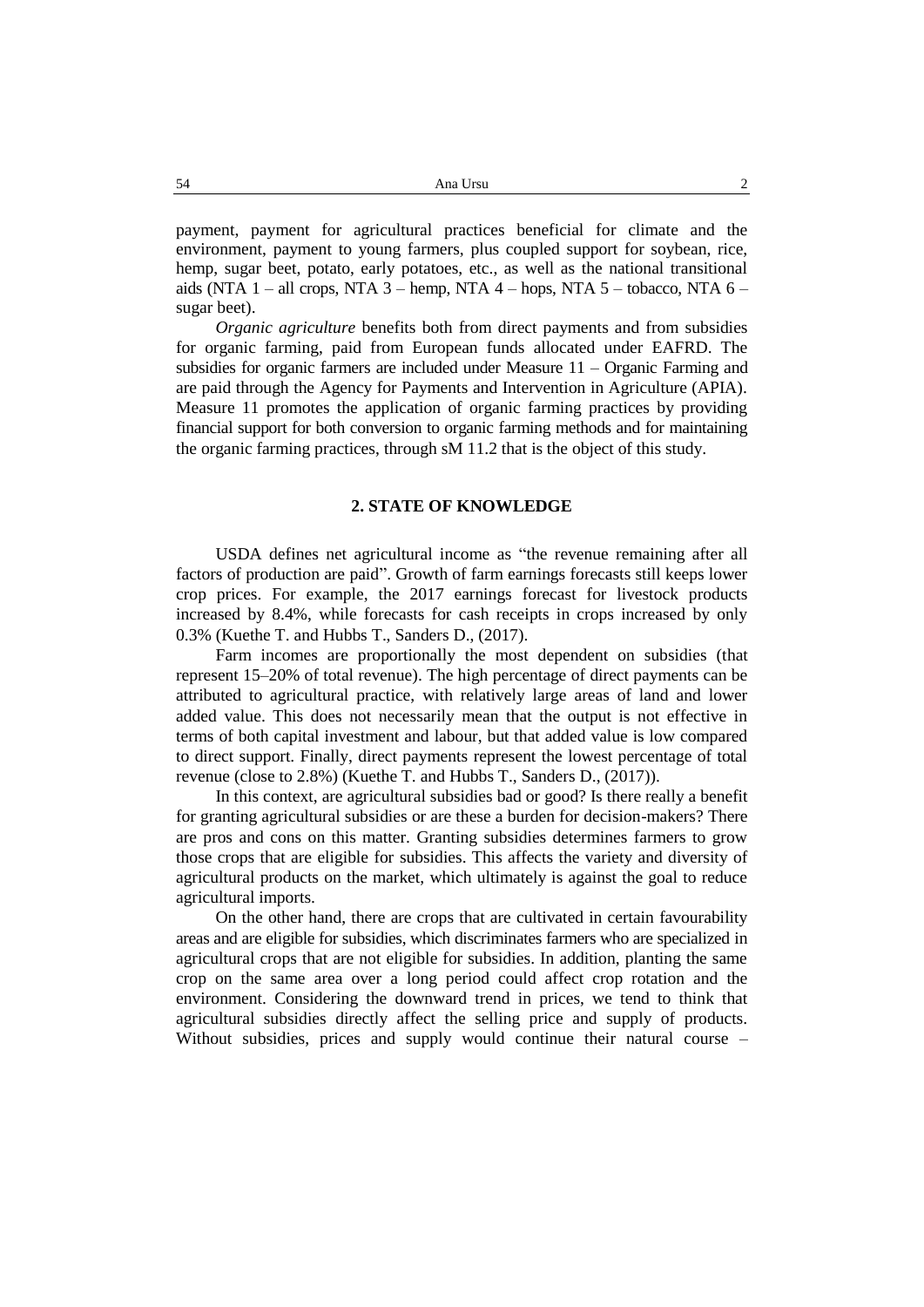payment, payment for agricultural practices beneficial for climate and the environment, payment to young farmers, plus coupled support for soybean, rice, hemp, sugar beet, potato, early potatoes, etc., as well as the national transitional aids (NTA 1 – all crops, NTA 3 – hemp, NTA 4 – hops, NTA 5 – tobacco, NTA 6 – sugar beet).

*Organic agriculture* benefits both from direct payments and from subsidies for organic farming, paid from European funds allocated under EAFRD. The subsidies for organic farmers are included under Measure 11 – Organic Farming and are paid through the Agency for Payments and Intervention in Agriculture (APIA). Measure 11 promotes the application of organic farming practices by providing financial support for both conversion to organic farming methods and for maintaining the organic farming practices, through sM 11.2 that is the object of this study.

## 2. STATE OF KNOWLEDGE

USDA defines net agricultural income as "the revenue remaining after all factors of production are paid". Growth of farm earnings forecasts still keeps lower crop prices. For example, the 2017 earnings forecast for livestock products increased by 8.4%, while forecasts for cash receipts in crops increased by only 0.3% (Kuethe T. and Hubbs T., Sanders D., (2017).

Farm incomes are proportionally the most dependent on subsidies (that represent 15–20% of total revenue). The high percentage of direct payments can be attributed to agricultural practice, with relatively large areas of land and lower added value. This does not necessarily mean that the output is not effective in terms of both capital investment and labour, but that added value is low compared to direct support. Finally, direct payments represent the lowest percentage of total revenue (close to 2.8%) (Kuethe T. and Hubbs T., Sanders D., (2017)).

In this context, are agricultural subsidies bad or good? Is there really a benefit for granting agricultural subsidies or are these a burden for decision-makers? There are pros and cons on this matter. Granting subsidies determines farmers to grow those crops that are eligible for subsidies. This affects the variety and diversity of agricultural products on the market, which ultimately is against the goal to reduce agricultural imports.

On the other hand, there are crops that are cultivated in certain favourability areas and are eligible for subsidies, which discriminates farmers who are specialized in agricultural crops that are not eligible for subsidies. In addition, planting the same crop on the same area over a long period could affect crop rotation and the environment. Considering the downward trend in prices, we tend to think that agricultural subsidies directly affect the selling price and supply of products. Without subsidies, prices and supply would continue their natural course –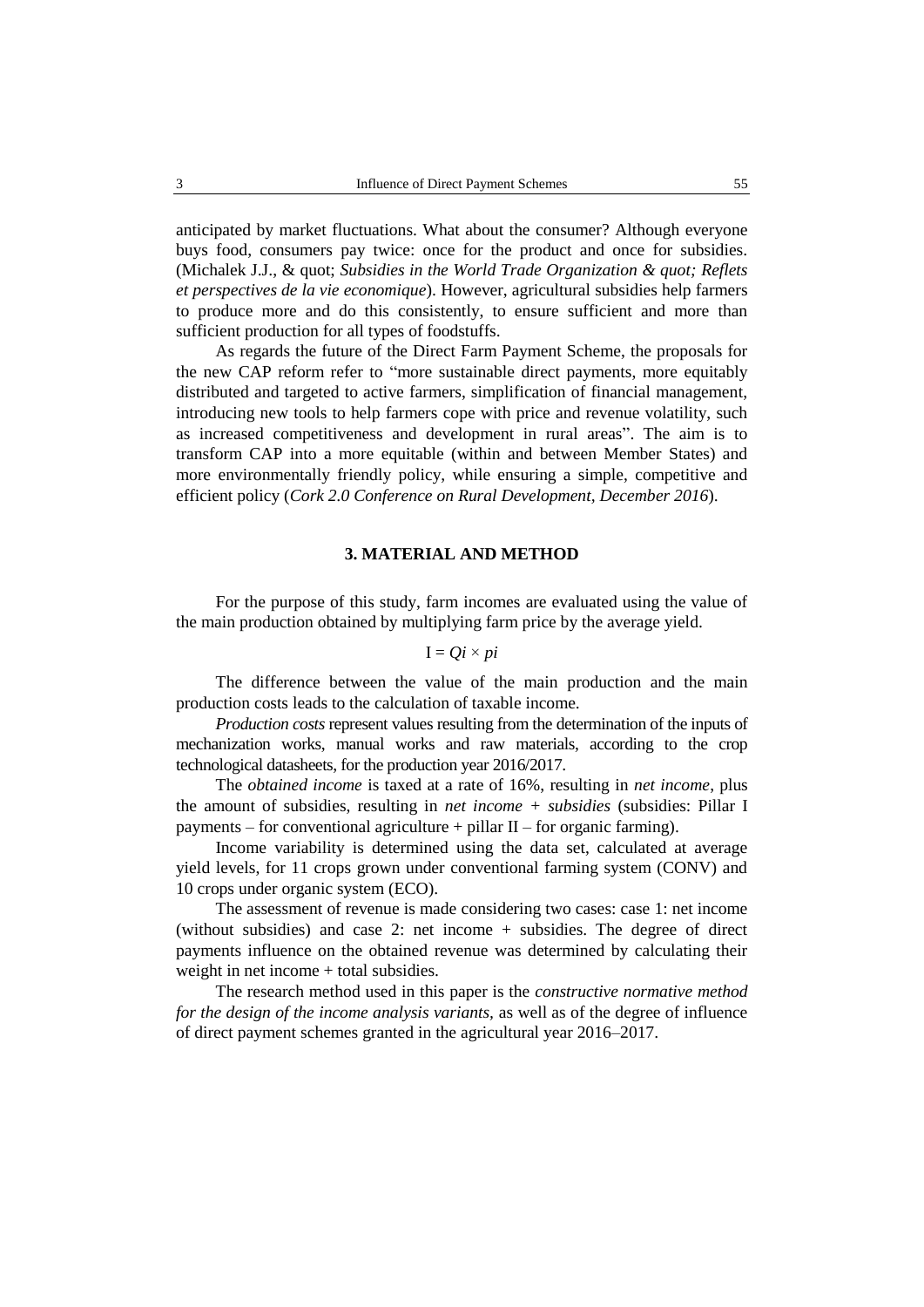anticipated by market fluctuations. What about the consumer? Although everyone buys food, consumers pay twice: once for the product and once for subsidies. (Michalek J.J., & quot; *Subsidies in the World Trade Organization & quot; Reflets et perspectives de la vie economique*). However, agricultural subsidies help farmers to produce more and do this consistently, to ensure sufficient and more than sufficient production for all types of foodstuffs.

As regards the future of the Direct Farm Payment Scheme, the proposals for the new CAP reform refer to "more sustainable direct payments, more equitably distributed and targeted to active farmers, simplification of financial management, introducing new tools to help farmers cope with price and revenue volatility, such as increased competitiveness and development in rural areas". The aim is to transform CAP into a more equitable (within and between Member States) and more environmentally friendly policy, while ensuring a simple, competitive and efficient policy (*Cork 2.0 Conference on Rural Development, December 2016*).

## 3. MATERIAL AND METHOD

For the purpose of this study, farm incomes are evaluated using the value of the main production obtained by multiplying farm price by the average yield.

$$I = Qi \times pi$$

The difference between the value of the main production and the main production costs leads to the calculation of taxable income.

*Production costs* represent values resulting from the determination of the inputs of mechanization works, manual works and raw materials, according to the crop technological datasheets, for the production year 2016/2017.

The *obtained income* is taxed at a rate of 16%, resulting in *net income*, plus the amount of subsidies, resulting in *net income + subsidies* (subsidies: Pillar I payments – for conventional agriculture + pillar II – for organic farming).

Income variability is determined using the data set, calculated at average yield levels, for 11 crops grown under conventional farming system (CONV) and 10 crops under organic system (ECO).

The assessment of revenue is made considering two cases: case 1: net income (without subsidies) and case 2: net income + subsidies. The degree of direct payments influence on the obtained revenue was determined by calculating their weight in net income + total subsidies.

The research method used in this paper is the *constructive normative method for the design of the income analysis variants*, as well as of the degree of influence of direct payment schemes granted in the agricultural year 2016–2017.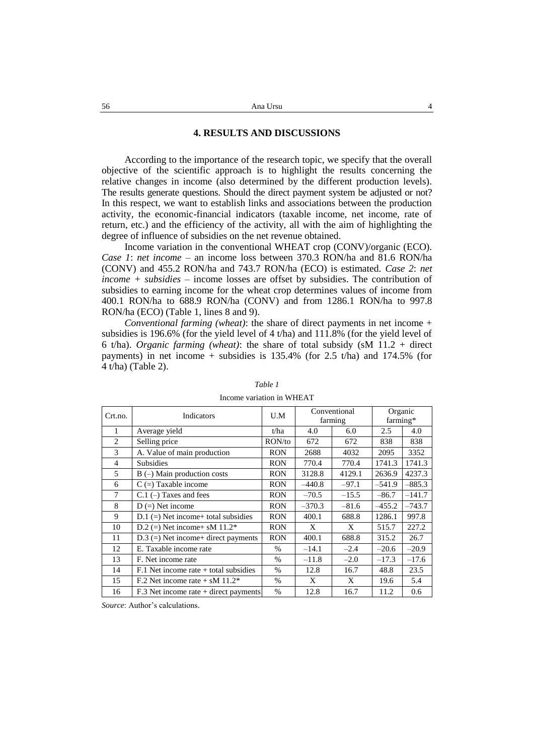## 4. RESULTS AND DISCUSSIONS

According to the importance of the research topic, we specify that the overall objective of the scientific approach is to highlight the results concerning the relative changes in income (also determined by the different production levels). The results generate questions. Should the direct payment system be adjusted or not? In this respect, we want to establish links and associations between the production activity, the economic-financial indicators (taxable income, net income, rate of return, etc.) and the efficiency of the activity, all with the aim of highlighting the degree of influence of subsidies on the net revenue obtained.

Income variation in the conventional WHEAT crop (CONV)/organic (ECO). *Case 1*: *net income* – an income loss between 370.3 RON/ha and 81.6 RON/ha (CONV) and 455.2 RON/ha and 743.7 RON/ha (ECO) is estimated. *Case 2*: *net income + subsidies* – income losses are offset by subsidies. The contribution of subsidies to earning income for the wheat crop determines values of income from 400.1 RON/ha to 688.9 RON/ha (CONV) and from 1286.1 RON/ha to 997.8 RON/ha (ECO) (Table 1, lines 8 and 9).

*Conventional farming (wheat)*: the share of direct payments in net income + subsidies is 196.6% (for the yield level of 4 t/ha) and 111.8% (for the yield level of 6 t/ha). *Organic farming (wheat)*: the share of total subsidy (sM 11.2 + direct payments) in net income + subsidies is 135.4% (for 2.5 t/ha) and 174.5% (for 4 t/ha) (Table 2).

*Table 1*

Income variation in WHEAT

| Crt.no. | Indicators | U.M | Conventional farming | | Organic farming* | |
|---|---|---|---|---|---|---|
| 1 | Average yield | t/ha | 4.0 | 6.0 | 2.5 | 4.0 |
| 2 | Selling price | RON/to | 672 | 672 | 838 | 838 |
| 3 | A. Value of main production | RON | 2688 | 4032 | 2095 | 3352 |
| 4 | Subsidies | RON | 770.4 | 770.4 | 1741.3 | 1741.3 |
| 5 | B (–) Main production costs | RON | 3128.8 | 4129.1 | 2636.9 | 4237.3 |
| 6 | C (=) Taxable income | RON | –440.8 | –97.1 | –541.9 | –885.3 |
| 7 | C.1 (–) Taxes and fees | RON | –70.5 | –15.5 | –86.7 | –141.7 |
| 8 | D (=) Net income | RON | –370.3 | –81.6 | –455.2 | –743.7 |
| 9 | D.1 (=) Net income+ total subsidies | RON | 400.1 | 688.8 | 1286.1 | 997.8 |
| 10 | D.2 (=) Net income+ sM 11.2* | RON | X | X | 515.7 | 227.2 |
| 11 | D.3 (=) Net income+ direct payments | RON | 400.1 | 688.8 | 315.2 | 26.7 |
| 12 | E. Taxable income rate | % | –14.1 | –2.4 | –20.6 | –20.9 |
| 13 | F. Net income rate | % | –11.8 | –2.0 | –17.3 | –17.6 |
| 14 | F.1 Net income rate + total subsidies | % | 12.8 | 16.7 | 48.8 | 23.5 |
| 15 | F.2 Net income rate + sM 11.2* | % | X | X | 19.6 | 5.4 |
| 16 | F.3 Net income rate + direct payments | % | 12.8 | 16.7 | 11.2 | 0.6 |

*Source*: Author's calculations.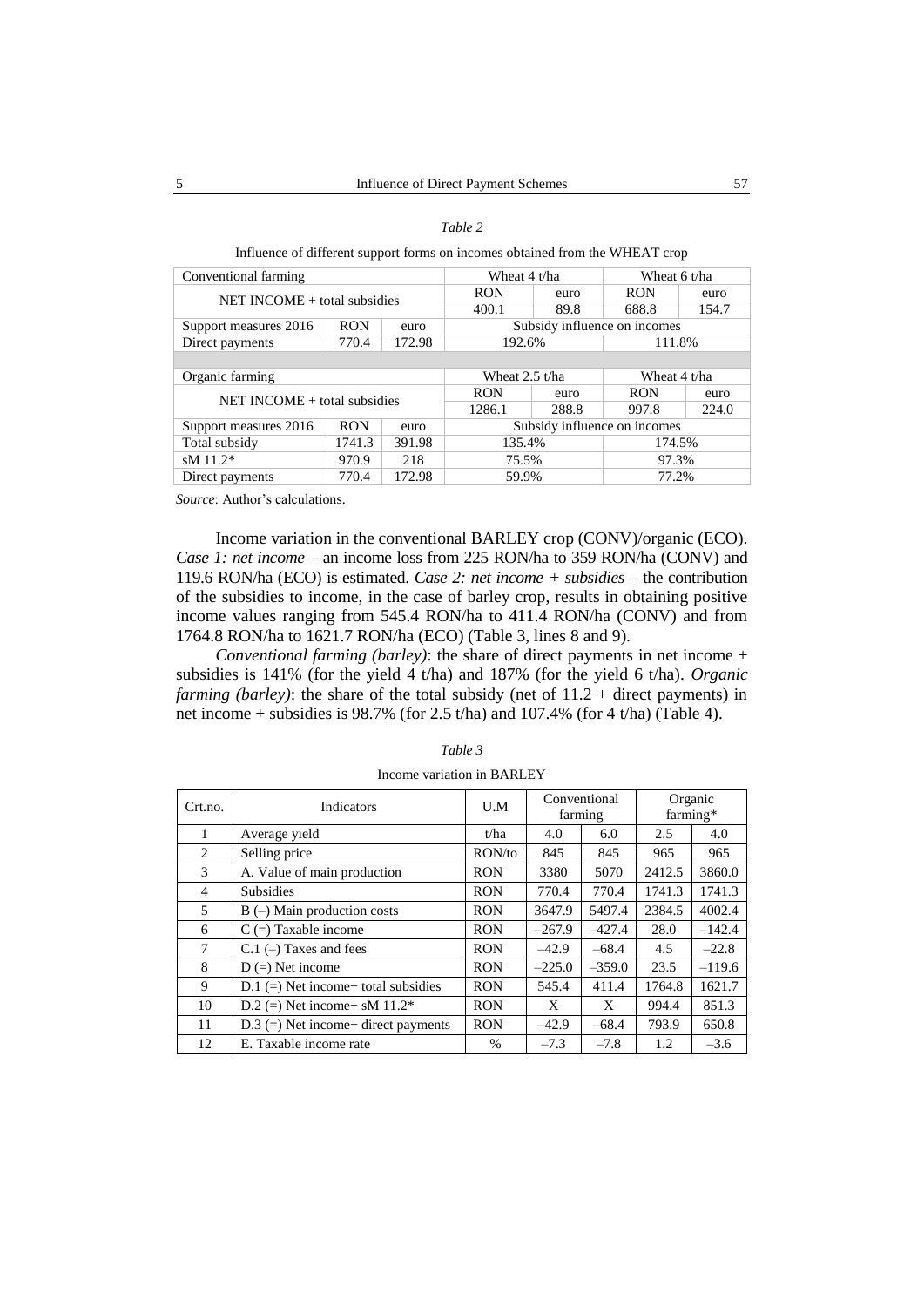*Table 2*

Influence of different support forms on incomes obtained from the WHEAT crop

| Conventional farming | | | Wheat 4 t/ha | | Wheat 6 t/ha | |
|---|---|---|---|---|---|---|
| NET INCOME + total subsidies | | | RON | euro | RON | euro |
| | | | 400.1 | 89.8 | 688.8 | 154.7 |
| Support measures 2016 | RON | euro | Subsidy influence on incomes | | | |
| Direct payments | 770.4 | 172.98 | 192.6% | | 111.8% | |
| | | | | | | |
| Organic farming | | | Wheat 2.5 t/ha | | Wheat 4 t/ha | |
| NET INCOME + total subsidies | | | RON | euro | RON | euro |
| | | | 1286.1 | 288.8 | 997.8 | 224.0 |
| Support measures 2016 | RON | euro | Subsidy influence on incomes | | | |
| Total subsidy | 1741.3 | 391.98 | 135.4% | | 174.5% | |
| sM 11.2* | 970.9 | 218 | 75.5% | | 97.3% | |
| Direct payments | 770.4 | 172.98 | 59.9% | | 77.2% | |

*Source*: Author's calculations.

Income variation in the conventional BARLEY crop (CONV)/organic (ECO). *Case 1: net income* – an income loss from 225 RON/ha to 359 RON/ha (CONV) and 119.6 RON/ha (ECO) is estimated. *Case 2: net income + subsidies* – the contribution of the subsidies to income, in the case of barley crop, results in obtaining positive income values ranging from 545.4 RON/ha to 411.4 RON/ha (CONV) and from 1764.8 RON/ha to 1621.7 RON/ha (ECO) (Table 3, lines 8 and 9).

*Conventional farming (barley)*: the share of direct payments in net income + subsidies is 141% (for the yield 4 t/ha) and 187% (for the yield 6 t/ha). *Organic farming (barley)*: the share of the total subsidy (net of 11.2 + direct payments) in net income + subsidies is 98.7% (for 2.5 t/ha) and 107.4% (for 4 t/ha) (Table 4).

*Table 3*

Income variation in BARLEY

| Crt.no. | Indicators | U.M | Conventional farming | | Organic farming* | |
|---|---|---|---|---|---|---|
| 1 | Average yield | t/ha | 4.0 | 6.0 | 2.5 | 4.0 |
| 2 | Selling price | RON/to | 845 | 845 | 965 | 965 |
| 3 | A. Value of main production | RON | 3380 | 5070 | 2412.5 | 3860.0 |
| 4 | Subsidies | RON | 770.4 | 770.4 | 1741.3 | 1741.3 |
| 5 | B (–) Main production costs | RON | 3647.9 | 5497.4 | 2384.5 | 4002.4 |
| 6 | C (=) Taxable income | RON | –267.9 | –427.4 | 28.0 | –142.4 |
| 7 | C.1 (–) Taxes and fees | RON | –42.9 | –68.4 | 4.5 | –22.8 |
| 8 | D (=) Net income | RON | –225.0 | –359.0 | 23.5 | –119.6 |
| 9 | D.1 (=) Net income+ total subsidies | RON | 545.4 | 411.4 | 1764.8 | 1621.7 |
| 10 | D.2 (=) Net income+ sM 11.2* | RON | X | X | 994.4 | 851.3 |
| 11 | D.3 (=) Net income+ direct payments | RON | –42.9 | –68.4 | 793.9 | 650.8 |
| 12 | E. Taxable income rate | % | –7.3 | –7.8 | 1.2 | –3.6 |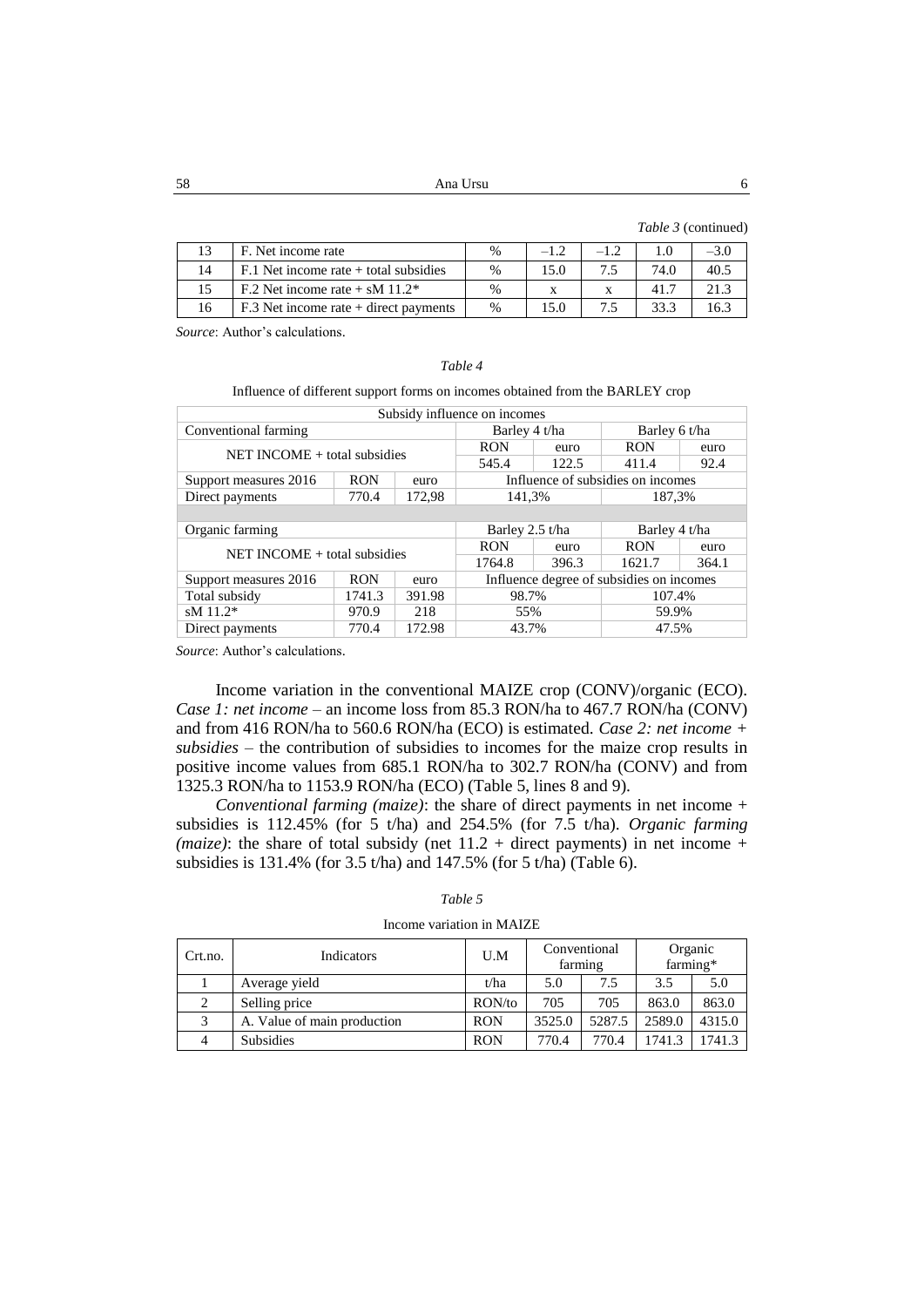*Table 3* (continued)

| | | | | | | |
|---|---|---|---|---|---|---|
| 13 | F. Net income rate | % | –1.2 | –1.2 | 1.0 | –3.0 |
| 14 | F.1 Net income rate + total subsidies | % | 15.0 | 7.5 | 74.0 | 40.5 |
| 15 | F.2 Net income rate + sM 11.2* | % | x | x | 41.7 | 21.3 |
| 16 | F.3 Net income rate + direct payments | % | 15.0 | 7.5 | 33.3 | 16.3 |

*Source*: Author's calculations.

*Table 4*

Influence of different support forms on incomes obtained from the BARLEY crop

| Subsidy influence on incomes | | | | | | |
|---|---|---|---|---|---|---|
| Conventional farming | | | Barley 4 t/ha | | Barley 6 t/ha | |
| NET INCOME + total subsidies | | | RON | euro | RON | euro |
| | | | 545.4 | 122.5 | 411.4 | 92.4 |
| Support measures 2016 | RON | euro | Influence of subsidies on incomes | | | |
| Direct payments | 770.4 | 172,98 | 141,3% | | 187,3% | |
| | | | | | | |
| Organic farming | | | Barley 2.5 t/ha | | Barley 4 t/ha | |
| NET INCOME + total subsidies | | | RON | euro | RON | euro |
| | | | 1764.8 | 396.3 | 1621.7 | 364.1 |
| Support measures 2016 | RON | euro | Influence degree of subsidies on incomes | | | |
| Total subsidy | 1741.3 | 391.98 | 98.7% | | 107.4% | |
| sM 11.2* | 970.9 | 218 | 55% | | 59.9% | |
| Direct payments | 770.4 | 172.98 | 43.7% | | 47.5% | |

*Source*: Author's calculations.

Income variation in the conventional MAIZE crop (CONV)/organic (ECO). *Case 1: net income* – an income loss from 85.3 RON/ha to 467.7 RON/ha (CONV) and from 416 RON/ha to 560.6 RON/ha (ECO) is estimated. *Case 2: net income + subsidies* – the contribution of subsidies to incomes for the maize crop results in positive income values from 685.1 RON/ha to 302.7 RON/ha (CONV) and from 1325.3 RON/ha to 1153.9 RON/ha (ECO) (Table 5, lines 8 and 9).

*Conventional farming (maize)*: the share of direct payments in net income + subsidies is 112.45% (for 5 t/ha) and 254.5% (for 7.5 t/ha). *Organic farming (maize)*: the share of total subsidy (net 11.2 + direct payments) in net income + subsidies is 131.4% (for 3.5 t/ha) and 147.5% (for 5 t/ha) (Table 6).

*Table 5*

Income variation in MAIZE

| Crt.no. | Indicators | U.M | Conventional farming | | Organic farming* | |
|---|---|---|---|---|---|---|
| 1 | Average yield | t/ha | 5.0 | 7.5 | 3.5 | 5.0 |
| 2 | Selling price | RON/to | 705 | 705 | 863.0 | 863.0 |
| 3 | A. Value of main production | RON | 3525.0 | 5287.5 | 2589.0 | 4315.0 |
| 4 | Subsidies | RON | 770.4 | 770.4 | 1741.3 | 1741.3 |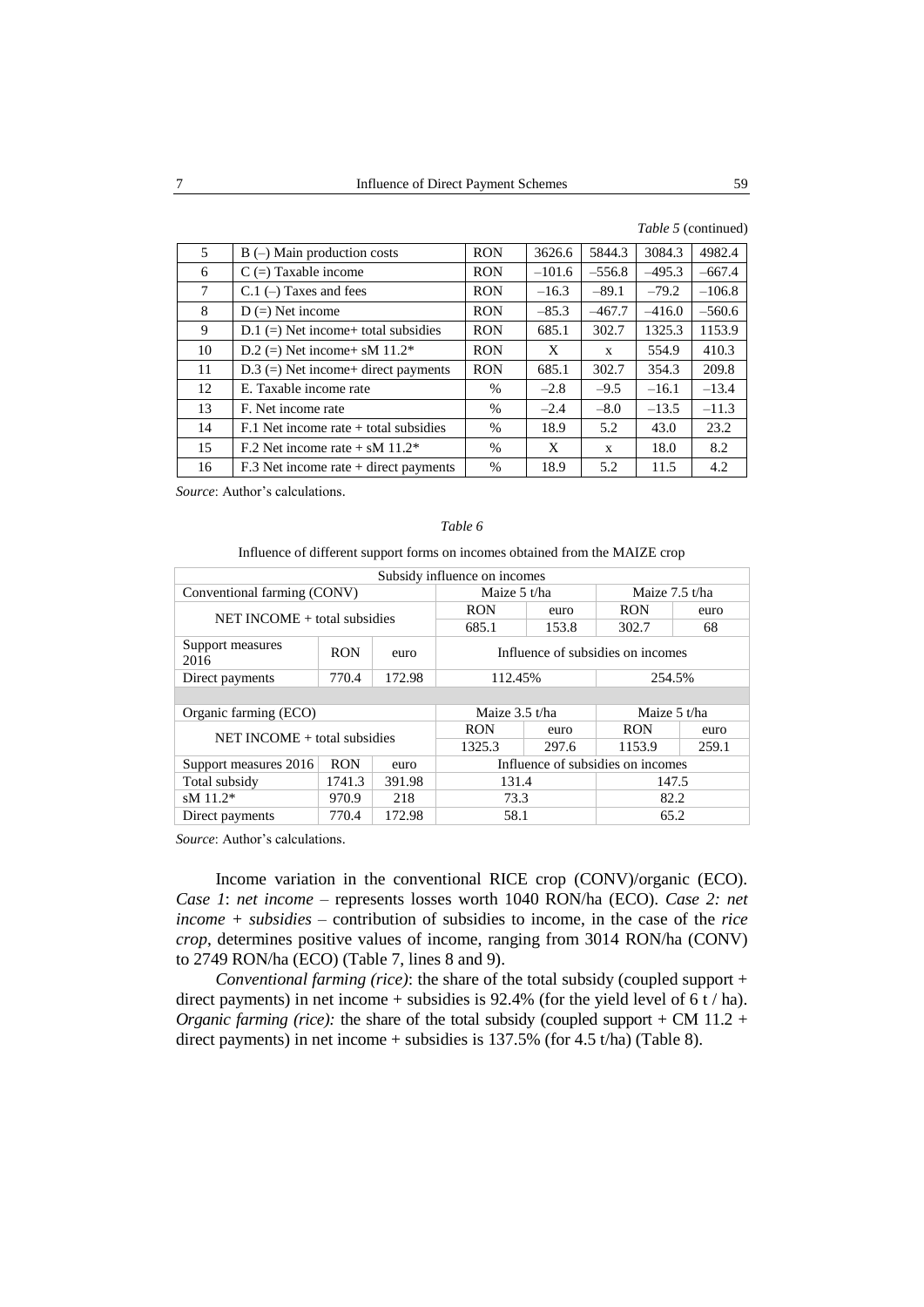*Table 5* (continued)

| 5 | B (–) Main production costs | RON | 3626.6 | 5844.3 | 3084.3 | 4982.4 |
|---|---|---|---|---|---|---|
| 6 | C (=) Taxable income | RON | –101.6 | –556.8 | –495.3 | –667.4 |
| 7 | C.1 (–) Taxes and fees | RON | –16.3 | –89.1 | –79.2 | –106.8 |
| 8 | D (=) Net income | RON | –85.3 | –467.7 | –416.0 | –560.6 |
| 9 | D.1 (=) Net income+ total subsidies | RON | 685.1 | 302.7 | 1325.3 | 1153.9 |
| 10 | D.2 (=) Net income+ sM 11.2* | RON | X | x | 554.9 | 410.3 |
| 11 | D.3 (=) Net income+ direct payments | RON | 685.1 | 302.7 | 354.3 | 209.8 |
| 12 | E. Taxable income rate | % | –2.8 | –9.5 | –16.1 | –13.4 |
| 13 | F. Net income rate | % | –2.4 | –8.0 | –13.5 | –11.3 |
| 14 | F.1 Net income rate + total subsidies | % | 18.9 | 5.2 | 43.0 | 23.2 |
| 15 | F.2 Net income rate + sM 11.2* | % | X | x | 18.0 | 8.2 |
| 16 | F.3 Net income rate + direct payments | % | 18.9 | 5.2 | 11.5 | 4.2 |

*Source*: Author's calculations.

*Table 6*

Influence of different support forms on incomes obtained from the MAIZE crop

| Subsidy influence on incomes | | | | | | |
|---|---|---|---|---|---|---|
| Conventional farming (CONV) | | | Maize 5 t/ha | | Maize 7.5 t/ha | |
| NET INCOME + total subsidies | | | RON | euro | RON | euro |
| | | | 685.1 | 153.8 | 302.7 | 68 |
| Support measures 2016 | RON | euro | Influence of subsidies on incomes | | | |
| Direct payments | 770.4 | 172.98 | 112.45% | | 254.5% | |
| | | | | | | |
| Organic farming (ECO) | | | Maize 3.5 t/ha | | Maize 5 t/ha | |
| NET INCOME + total subsidies | | | RON | euro | RON | euro |
| | | | 1325.3 | 297.6 | 1153.9 | 259.1 |
| Support measures 2016 | RON | euro | Influence of subsidies on incomes | | | |
| Total subsidy | 1741.3 | 391.98 | 131.4 | | 147.5 | |
| sM 11.2* | 970.9 | 218 | 73.3 | | 82.2 | |
| Direct payments | 770.4 | 172.98 | 58.1 | | 65.2 | |

*Source*: Author's calculations.

Income variation in the conventional RICE crop (CONV)/organic (ECO). *Case 1*: *net income* – represents losses worth 1040 RON/ha (ECO). *Case 2: net income + subsidies* – contribution of subsidies to income, in the case of the *rice crop*, determines positive values of income, ranging from 3014 RON/ha (CONV) to 2749 RON/ha (ECO) (Table 7, lines 8 and 9).

*Conventional farming (rice)*: the share of the total subsidy (coupled support + direct payments) in net income + subsidies is 92.4% (for the yield level of 6 t / ha). *Organic farming (rice):* the share of the total subsidy (coupled support + CM 11.2 + direct payments) in net income + subsidies is 137.5% (for 4.5 t/ha) (Table 8).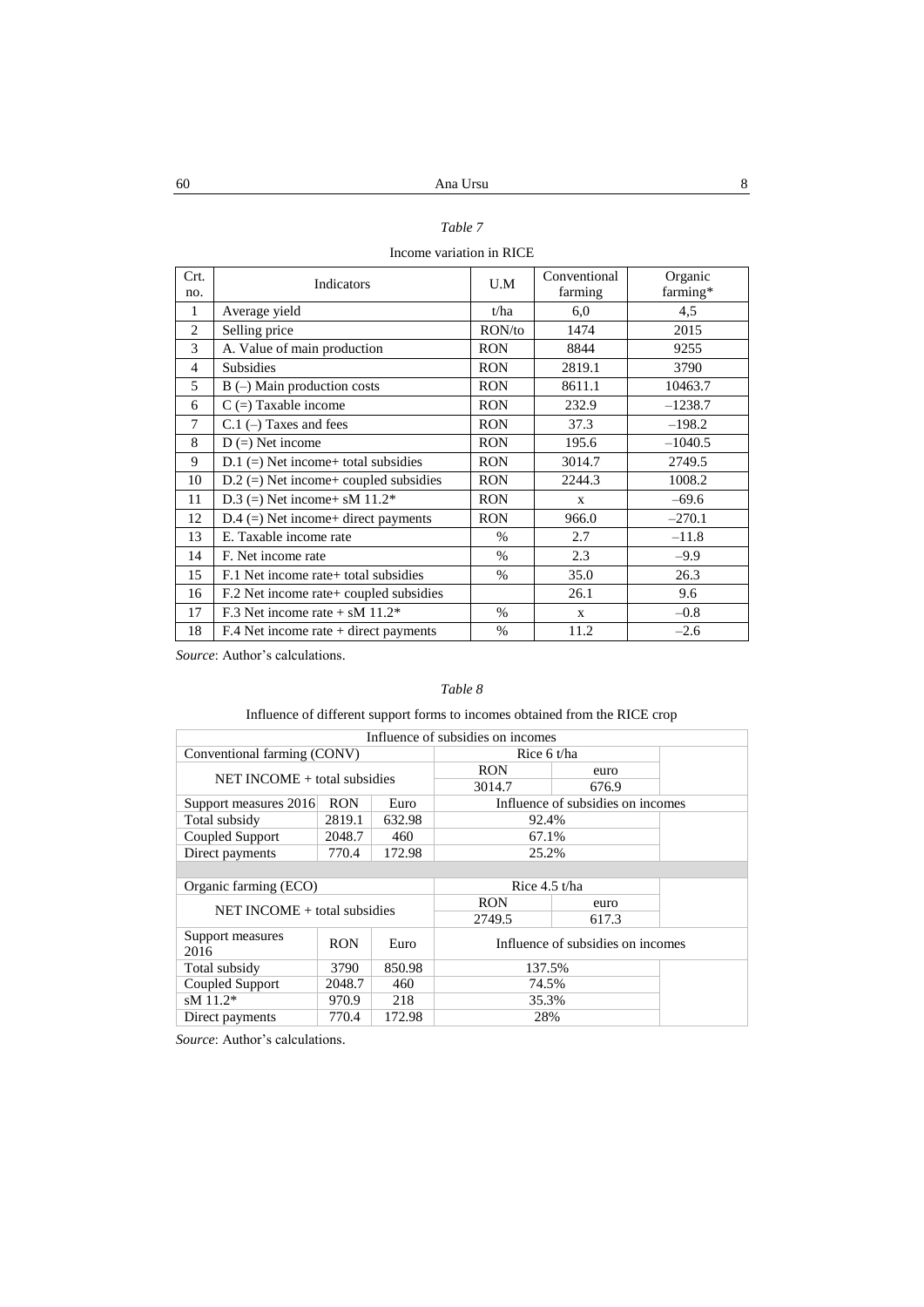*Table 7*

Income variation in RICE

| Crt. no. | Indicators | U.M | Conventional farming | Organic farming* |
|---|---|---|---|---|
| 1 | Average yield | t/ha | 6,0 | 4,5 |
| 2 | Selling price | RON/to | 1474 | 2015 |
| 3 | A. Value of main production | RON | 8844 | 9255 |
| 4 | Subsidies | RON | 2819.1 | 3790 |
| 5 | B (–) Main production costs | RON | 8611.1 | 10463.7 |
| 6 | C (=) Taxable income | RON | 232.9 | –1238.7 |
| 7 | C.1 (–) Taxes and fees | RON | 37.3 | –198.2 |
| 8 | D (=) Net income | RON | 195.6 | –1040.5 |
| 9 | D.1 (=) Net income+ total subsidies | RON | 3014.7 | 2749.5 |
| 10 | D.2 (=) Net income+ coupled subsidies | RON | 2244.3 | 1008.2 |
| 11 | D.3 (=) Net income+ sM 11.2* | RON | x | –69.6 |
| 12 | D.4 (=) Net income+ direct payments | RON | 966.0 | –270.1 |
| 13 | E. Taxable income rate | % | 2.7 | –11.8 |
| 14 | F. Net income rate | % | 2.3 | –9.9 |
| 15 | F.1 Net income rate+ total subsidies | % | 35.0 | 26.3 |
| 16 | F.2 Net income rate+ coupled subsidies | | 26.1 | 9.6 |
| 17 | F.3 Net income rate + sM 11.2* | % | x | –0.8 |
| 18 | F.4 Net income rate + direct payments | % | 11.2 | –2.6 |

*Source*: Author's calculations.

*Table 8*

Influence of different support forms to incomes obtained from the RICE crop

| Influence of subsidies on incomes | | | | |
|---|---|---|---|---|
| Conventional farming (CONV) | | | Rice 6 t/ha | |
| NET INCOME + total subsidies | | | RON | euro |
| | | | 3014.7 | 676.9 |
| Support measures 2016 | RON | Euro | Influence of subsidies on incomes | |
| Total subsidy | 2819.1 | 632.98 | 92.4% | |
| Coupled Support | 2048.7 | 460 | 67.1% | |
| Direct payments | 770.4 | 172.98 | 25.2% | |
| | | | | |
| Organic farming (ECO) | | | Rice 4.5 t/ha | |
| NET INCOME + total subsidies | | | RON | euro |
| | | | 2749.5 | 617.3 |
| Support measures 2016 | RON | Euro | Influence of subsidies on incomes | |
| Total subsidy | 3790 | 850.98 | 137.5% | |
| Coupled Support | 2048.7 | 460 | 74.5% | |
| sM 11.2* | 970.9 | 218 | 35.3% | |
| Direct payments | 770.4 | 172.98 | 28% | |

*Source*: Author's calculations.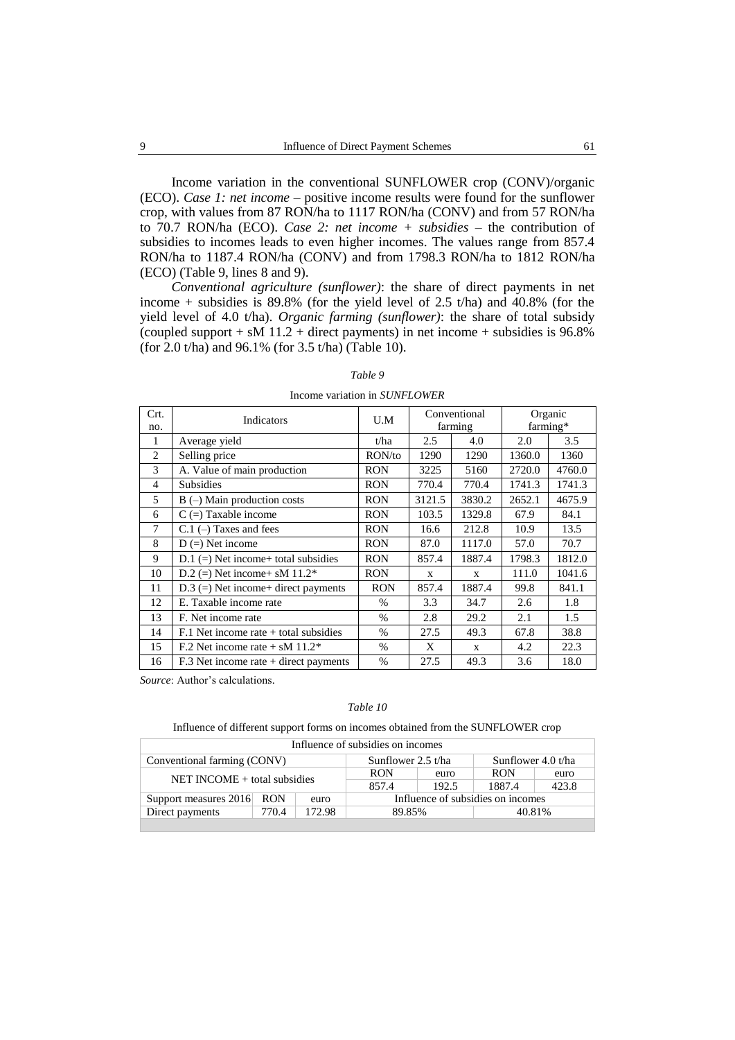Income variation in the conventional SUNFLOWER crop (CONV)/organic (ECO). *Case 1: net income* – positive income results were found for the sunflower crop, with values from 87 RON/ha to 1117 RON/ha (CONV) and from 57 RON/ha to 70.7 RON/ha (ECO). *Case 2: net income + subsidies* – the contribution of subsidies to incomes leads to even higher incomes. The values range from 857.4 RON/ha to 1187.4 RON/ha (CONV) and from 1798.3 RON/ha to 1812 RON/ha (ECO) (Table 9, lines 8 and 9).

*Conventional agriculture (sunflower)*: the share of direct payments in net income + subsidies is 89.8% (for the yield level of 2.5 t/ha) and 40.8% (for the yield level of 4.0 t/ha). *Organic farming (sunflower)*: the share of total subsidy (coupled support + sM 11.2 + direct payments) in net income + subsidies is 96.8% (for 2.0 t/ha) and 96.1% (for 3.5 t/ha) (Table 10).

*Table 9*

Income variation in *SUNFLOWER*

| Crt. no. | Indicators | U.M | Conventional farming | | Organic farming* | |
|---|---|---|---|---|---|---|
| 1 | Average yield | t/ha | 2.5 | 4.0 | 2.0 | 3.5 |
| 2 | Selling price | RON/to | 1290 | 1290 | 1360.0 | 1360 |
| 3 | A. Value of main production | RON | 3225 | 5160 | 2720.0 | 4760.0 |
| 4 | Subsidies | RON | 770.4 | 770.4 | 1741.3 | 1741.3 |
| 5 | B (–) Main production costs | RON | 3121.5 | 3830.2 | 2652.1 | 4675.9 |
| 6 | C (=) Taxable income | RON | 103.5 | 1329.8 | 67.9 | 84.1 |
| 7 | C.1 (–) Taxes and fees | RON | 16.6 | 212.8 | 10.9 | 13.5 |
| 8 | D (=) Net income | RON | 87.0 | 1117.0 | 57.0 | 70.7 |
| 9 | D.1 (=) Net income+ total subsidies | RON | 857.4 | 1887.4 | 1798.3 | 1812.0 |
| 10 | D.2 (=) Net income+ sM 11.2* | RON | x | x | 111.0 | 1041.6 |
| 11 | D.3 (=) Net income+ direct payments | RON | 857.4 | 1887.4 | 99.8 | 841.1 |
| 12 | E. Taxable income rate | % | 3.3 | 34.7 | 2.6 | 1.8 |
| 13 | F. Net income rate | % | 2.8 | 29.2 | 2.1 | 1.5 |
| 14 | F.1 Net income rate + total subsidies | % | 27.5 | 49.3 | 67.8 | 38.8 |
| 15 | F.2 Net income rate + sM 11.2* | % | X | x | 4.2 | 22.3 |
| 16 | F.3 Net income rate + direct payments | % | 27.5 | 49.3 | 3.6 | 18.0 |

*Source*: Author's calculations.

*Table 10*

Influence of different support forms on incomes obtained from the SUNFLOWER crop

| Influence of subsidies on incomes | | | | | | |
|---|---|---|---|---|---|---|
| Conventional farming (CONV) | | | Sunflower 2.5 t/ha | | Sunflower 4.0 t/ha | |
| NET INCOME + total subsidies | | | RON | euro | RON | euro |
| | | | 857.4 | 192.5 | 1887.4 | 423.8 |
| Support measures 2016 | RON | euro | Influence of subsidies on incomes | | | |
| Direct payments | 770.4 | 172.98 | 89.85% | | 40.81% | |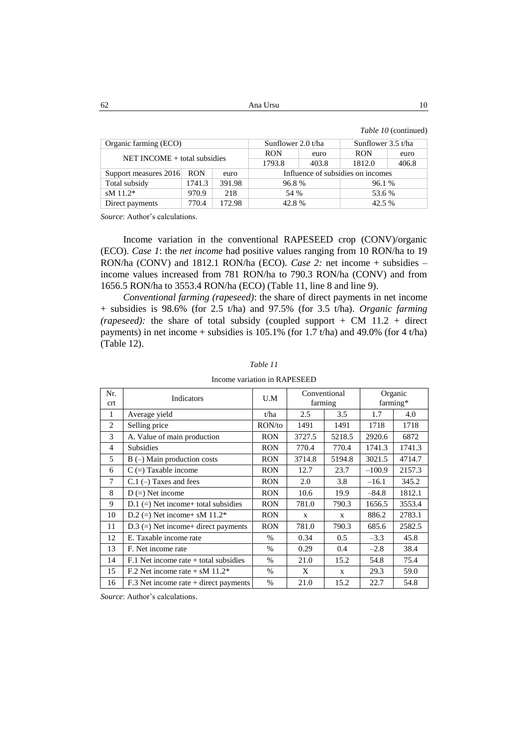*Table 10* (continued)

| Organic farming (ECO) | | | Sunflower 2.0 t/ha | | Sunflower 3.5 t/ha | |
|---|---|---|---|---|---|---|
| NET INCOME + total subsidies | | | RON | euro | RON | euro |
| | | | 1793.8 | 403.8 | 1812.0 | 406.8 |
| Support measures 2016 | RON | euro | Influence of subsidies on incomes | | | |
| Total subsidy | 1741.3 | 391.98 | 96.8 % | | 96.1 % | |
| sM 11.2* | 970.9 | 218 | 54 % | | 53.6 % | |
| Direct payments | 770.4 | 172.98 | 42.8 % | | 42.5 % | |

*Source*: Author's calculations.

Income variation in the conventional RAPESEED crop (CONV)/organic (ECO). *Case 1*: the *net income* had positive values ranging from 10 RON/ha to 19 RON/ha (CONV) and 1812.1 RON/ha (ECO). *Case 2:* net income + subsidies – income values increased from 781 RON/ha to 790.3 RON/ha (CONV) and from 1656.5 RON/ha to 3553.4 RON/ha (ECO) (Table 11, line 8 and line 9).

*Conventional farming (rapeseed)*: the share of direct payments in net income + subsidies is 98.6% (for 2.5 t/ha) and 97.5% (for 3.5 t/ha). *Organic farming (rapeseed):* the share of total subsidy (coupled support + CM 11.2 + direct payments) in net income + subsidies is 105.1% (for 1.7 t/ha) and 49.0% (for 4 t/ha) (Table 12).

*Table 11*

Income variation in RAPESEED

| Nr. crt | Indicators | U.M | Conventional farming | | Organic farming* | |
|---|---|---|---|---|---|---|
| 1 | Average yield | t/ha | 2.5 | 3.5 | 1.7 | 4.0 |
| 2 | Selling price | RON/to | 1491 | 1491 | 1718 | 1718 |
| 3 | A. Value of main production | RON | 3727.5 | 5218.5 | 2920.6 | 6872 |
| 4 | Subsidies | RON | 770.4 | 770.4 | 1741.3 | 1741.3 |
| 5 | B (–) Main production costs | RON | 3714.8 | 5194.8 | 3021.5 | 4714.7 |
| 6 | C (=) Taxable income | RON | 12.7 | 23.7 | –100.9 | 2157.3 |
| 7 | C.1 (–) Taxes and fees | RON | 2.0 | 3.8 | –16.1 | 345.2 |
| 8 | D (=) Net income | RON | 10.6 | 19.9 | –84.8 | 1812.1 |
| 9 | D.1 (=) Net income+ total subsidies | RON | 781.0 | 790.3 | 1656.5 | 3553.4 |
| 10 | D.2 (=) Net income+ sM 11.2* | RON | x | x | 886.2 | 2783.1 |
| 11 | D.3 (=) Net income+ direct payments | RON | 781.0 | 790.3 | 685.6 | 2582.5 |
| 12 | E. Taxable income rate | % | 0.34 | 0.5 | –3.3 | 45.8 |
| 13 | F. Net income rate | % | 0.29 | 0.4 | –2.8 | 38.4 |
| 14 | F.1 Net income rate + total subsidies | % | 21.0 | 15.2 | 54.8 | 75.4 |
| 15 | F.2 Net income rate + sM 11.2* | % | X | x | 29.3 | 59.0 |
| 16 | F.3 Net income rate + direct payments | % | 21.0 | 15.2 | 22.7 | 54.8 |

*Source*: Author's calculations.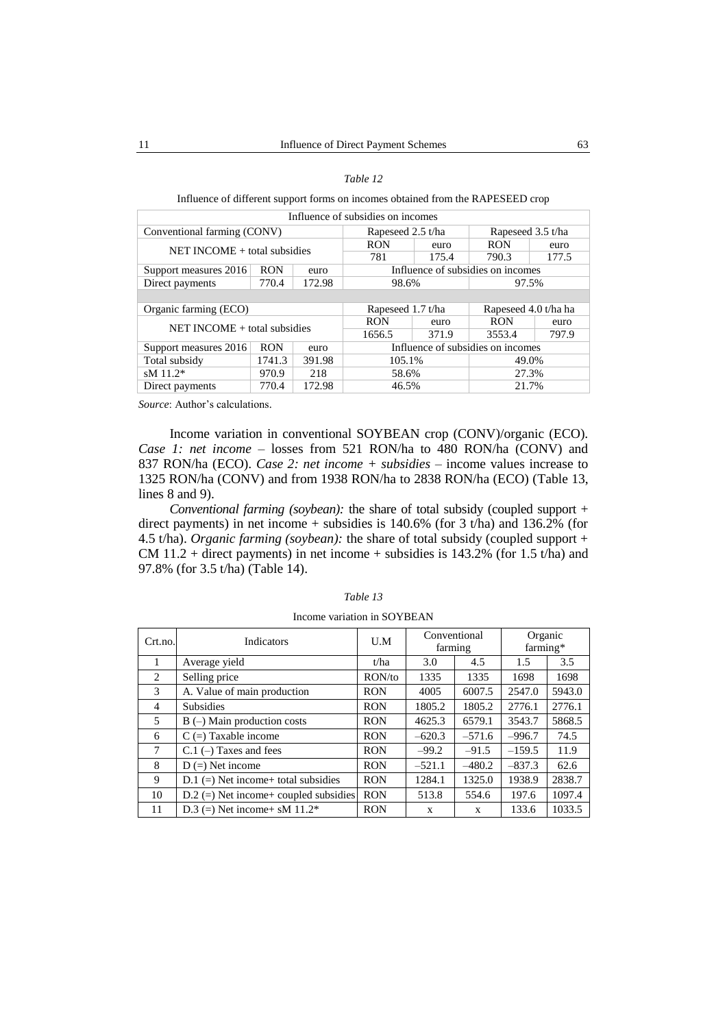*Table 12*

Influence of different support forms on incomes obtained from the RAPESEED crop

| Influence of subsidies on incomes | | | | | | |
|---|---|---|---|---|---|---|
| Conventional farming (CONV) | | | Rapeseed 2.5 t/ha | | Rapeseed 3.5 t/ha | |
| NET INCOME + total subsidies | | | RON | euro | RON | euro |
| | | | 781 | 175.4 | 790.3 | 177.5 |
| Support measures 2016 | RON | euro | Influence of subsidies on incomes | | | |
| Direct payments | 770.4 | 172.98 | 98.6% | | 97.5% | |
| | | | | | | |
| Organic farming (ECO) | | | Rapeseed 1.7 t/ha | | Rapeseed 4.0 t/ha ha | |
| NET INCOME + total subsidies | | | RON | euro | RON | euro |
| | | | 1656.5 | 371.9 | 3553.4 | 797.9 |
| Support measures 2016 | RON | euro | Influence of subsidies on incomes | | | |
| Total subsidy | 1741.3 | 391.98 | 105.1% | | 49.0% | |
| sM 11.2* | 970.9 | 218 | 58.6% | | 27.3% | |
| Direct payments | 770.4 | 172.98 | 46.5% | | 21.7% | |

*Source*: Author's calculations.

Income variation in conventional SOYBEAN crop (CONV)/organic (ECO). *Case 1: net income* – losses from 521 RON/ha to 480 RON/ha (CONV) and 837 RON/ha (ECO). *Case 2: net income + subsidies* – income values increase to 1325 RON/ha (CONV) and from 1938 RON/ha to 2838 RON/ha (ECO) (Table 13, lines 8 and 9).

*Conventional farming (soybean):* the share of total subsidy (coupled support + direct payments) in net income + subsidies is 140.6% (for 3 t/ha) and 136.2% (for 4.5 t/ha). *Organic farming (soybean):* the share of total subsidy (coupled support + CM 11.2 + direct payments) in net income + subsidies is 143.2% (for 1.5 t/ha) and 97.8% (for 3.5 t/ha) (Table 14).

*Table 13*

Income variation in SOYBEAN

| Crt.no. | Indicators | U.M | Conventional farming | | Organic farming* | |
|---|---|---|---|---|---|---|
| 1 | Average yield | t/ha | 3.0 | 4.5 | 1.5 | 3.5 |
| 2 | Selling price | RON/to | 1335 | 1335 | 1698 | 1698 |
| 3 | A. Value of main production | RON | 4005 | 6007.5 | 2547.0 | 5943.0 |
| 4 | Subsidies | RON | 1805.2 | 1805.2 | 2776.1 | 2776.1 |
| 5 | B (–) Main production costs | RON | 4625.3 | 6579.1 | 3543.7 | 5868.5 |
| 6 | C (=) Taxable income | RON | –620.3 | –571.6 | –996.7 | 74.5 |
| 7 | C.1 (–) Taxes and fees | RON | –99.2 | –91.5 | –159.5 | 11.9 |
| 8 | D (=) Net income | RON | –521.1 | –480.2 | –837.3 | 62.6 |
| 9 | D.1 (=) Net income+ total subsidies | RON | 1284.1 | 1325.0 | 1938.9 | 2838.7 |
| 10 | D.2 (=) Net income+ coupled subsidies | RON | 513.8 | 554.6 | 197.6 | 1097.4 |
| 11 | D.3 (=) Net income+ sM 11.2* | RON | x | x | 133.6 | 1033.5 |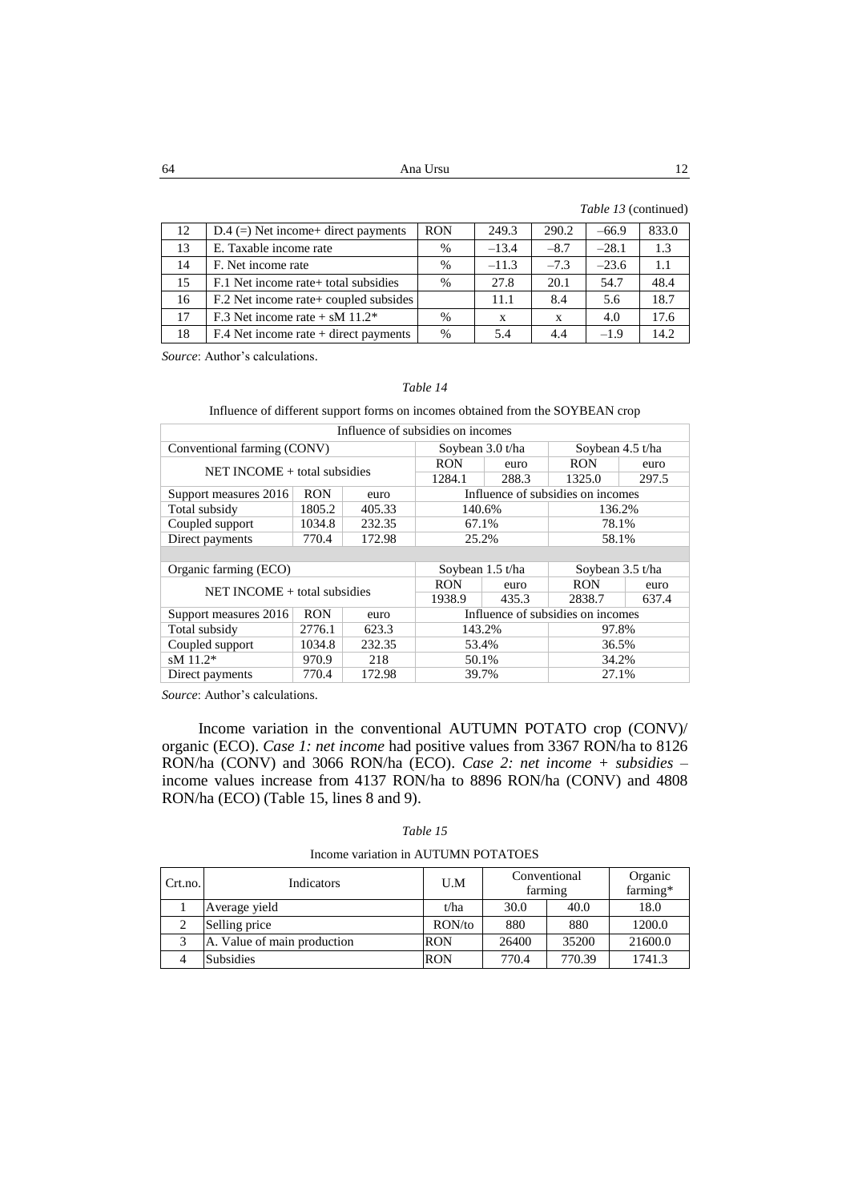*Table 13* (continued)

| | | | | | | |
|---|---|---|---|---|---|---|
| 12 | D.4 (=) Net income+ direct payments | RON | 249.3 | 290.2 | –66.9 | 833.0 |
| 13 | E. Taxable income rate | % | –13.4 | –8.7 | –28.1 | 1.3 |
| 14 | F. Net income rate | % | –11.3 | –7.3 | –23.6 | 1.1 |
| 15 | F.1 Net income rate+ total subsidies | % | 27.8 | 20.1 | 54.7 | 48.4 |
| 16 | F.2 Net income rate+ coupled subsides | | 11.1 | 8.4 | 5.6 | 18.7 |
| 17 | F.3 Net income rate + sM 11.2* | % | x | x | 4.0 | 17.6 |
| 18 | F.4 Net income rate + direct payments | % | 5.4 | 4.4 | –1.9 | 14.2 |

*Source*: Author's calculations.

*Table 14*

Influence of different support forms on incomes obtained from the SOYBEAN crop

| Influence of subsidies on incomes | | | | | | |
|---|---|---|---|---|---|---|
| Conventional farming (CONV) | | | Soybean 3.0 t/ha | | Soybean 4.5 t/ha | |
| NET INCOME + total subsidies | | | RON | euro | RON | euro |
| | | | 1284.1 | 288.3 | 1325.0 | 297.5 |
| Support measures 2016 | RON | euro | Influence of subsidies on incomes | | | |
| Total subsidy | 1805.2 | 405.33 | 140.6% | | 136.2% | |
| Coupled support | 1034.8 | 232.35 | 67.1% | | 78.1% | |
| Direct payments | 770.4 | 172.98 | 25.2% | | 58.1% | |
| | | | | | | |
| Organic farming (ECO) | | | Soybean 1.5 t/ha | | Soybean 3.5 t/ha | |
| NET INCOME + total subsidies | | | RON | euro | RON | euro |
| | | | 1938.9 | 435.3 | 2838.7 | 637.4 |
| Support measures 2016 | RON | euro | Influence of subsidies on incomes | | | |
| Total subsidy | 2776.1 | 623.3 | 143.2% | | 97.8% | |
| Coupled support | 1034.8 | 232.35 | 53.4% | | 36.5% | |
| sM 11.2* | 970.9 | 218 | 50.1% | | 34.2% | |
| Direct payments | 770.4 | 172.98 | 39.7% | | 27.1% | |

*Source*: Author's calculations.

Income variation in the conventional AUTUMN POTATO crop (CONV)/ organic (ECO). *Case 1: net income* had positive values from 3367 RON/ha to 8126 RON/ha (CONV) and 3066 RON/ha (ECO). *Case 2: net income + subsidies* – income values increase from 4137 RON/ha to 8896 RON/ha (CONV) and 4808 RON/ha (ECO) (Table 15, lines 8 and 9).

*Table 15*

Income variation in AUTUMN POTATOES

| Crt.no. | Indicators | U.M | Conventional farming | | Organic farming* |
|---|---|---|---|---|---|
| 1 | Average yield | t/ha | 30.0 | 40.0 | 18.0 |
| 2 | Selling price | RON/to | 880 | 880 | 1200.0 |
| 3 | A. Value of main production | RON | 26400 | 35200 | 21600.0 |
| 4 | Subsidies | RON | 770.4 | 770.39 | 1741.3 |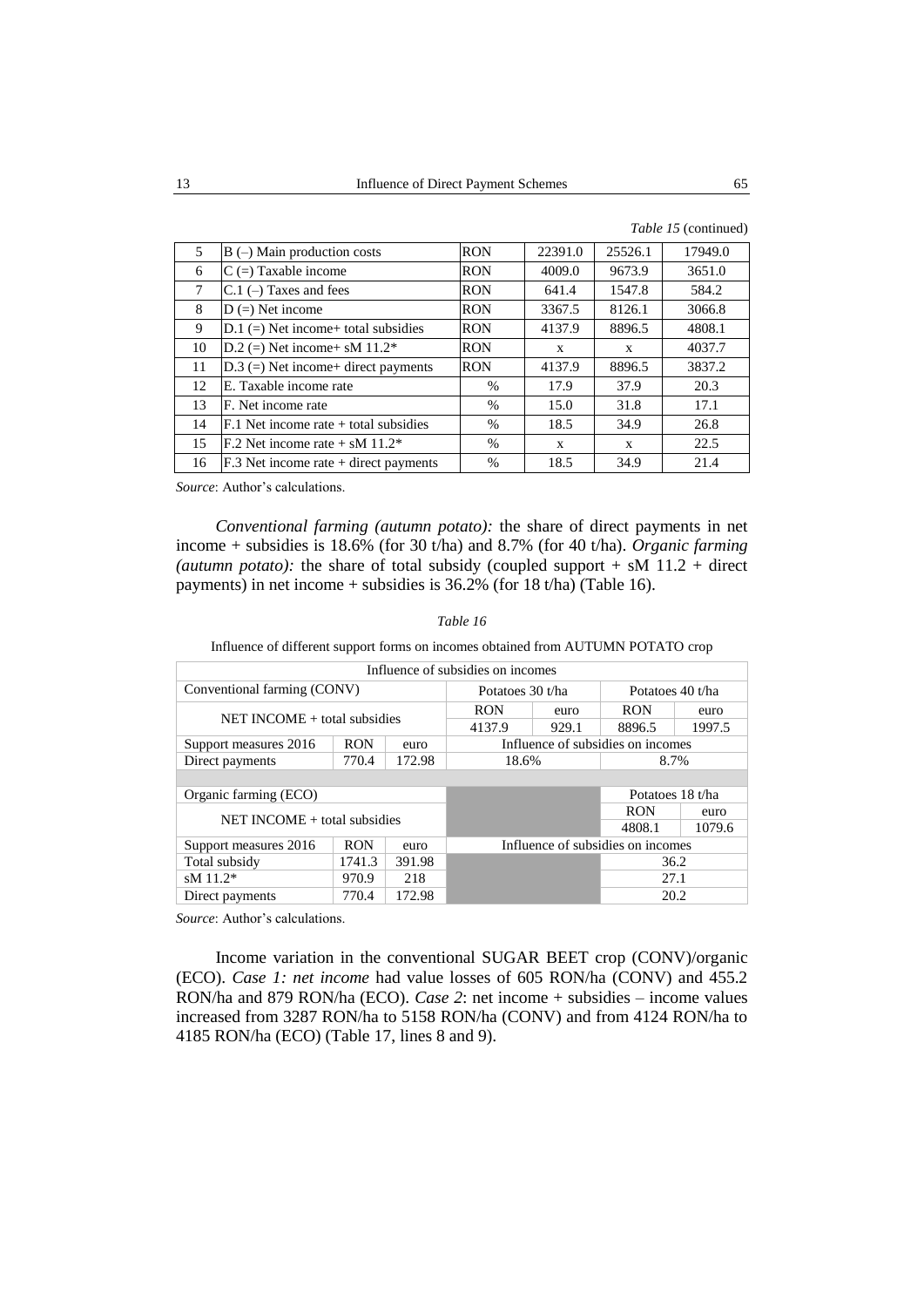*Table 15* (continued)

| 5 | B (–) Main production costs | RON | 22391.0 | 25526.1 | 17949.0 |
|---|---|---|---|---|---|
| 6 | C (=) Taxable income | RON | 4009.0 | 9673.9 | 3651.0 |
| 7 | C.1 (–) Taxes and fees | RON | 641.4 | 1547.8 | 584.2 |
| 8 | D (=) Net income | RON | 3367.5 | 8126.1 | 3066.8 |
| 9 | D.1 (=) Net income+ total subsidies | RON | 4137.9 | 8896.5 | 4808.1 |
| 10 | D.2 (=) Net income+ sM 11.2* | RON | x | x | 4037.7 |
| 11 | D.3 (=) Net income+ direct payments | RON | 4137.9 | 8896.5 | 3837.2 |
| 12 | E. Taxable income rate | % | 17.9 | 37.9 | 20.3 |
| 13 | F. Net income rate | % | 15.0 | 31.8 | 17.1 |
| 14 | F.1 Net income rate + total subsidies | % | 18.5 | 34.9 | 26.8 |
| 15 | F.2 Net income rate + sM 11.2* | % | x | x | 22.5 |
| 16 | F.3 Net income rate + direct payments | % | 18.5 | 34.9 | 21.4 |

*Source*: Author's calculations.

*Conventional farming (autumn potato):* the share of direct payments in net income + subsidies is 18.6% (for 30 t/ha) and 8.7% (for 40 t/ha). *Organic farming (autumn potato):* the share of total subsidy (coupled support + sM 11.2 + direct payments) in net income + subsidies is 36.2% (for 18 t/ha) (Table 16).

*Table 16*

Influence of different support forms on incomes obtained from AUTUMN POTATO crop

| Influence of subsidies on incomes | | | | | | |
|---|---|---|---|---|---|---|
| Conventional farming (CONV) | | | Potatoes 30 t/ha | | Potatoes 40 t/ha | |
| NET INCOME + total subsidies | | | RON | euro | RON | euro |
| | | | 4137.9 | 929.1 | 8896.5 | 1997.5 |
| Support measures 2016 | RON | euro | Influence of subsidies on incomes | | | |
| Direct payments | 770.4 | 172.98 | 18.6% | | 8.7% | |
| | | | | | | |
| Organic farming (ECO) | | | | | Potatoes 18 t/ha | |
| NET INCOME + total subsidies | | | | | RON | euro |
| | | | | | 4808.1 | 1079.6 |
| Support measures 2016 | RON | euro | Influence of subsidies on incomes | | | |
| Total subsidy | 1741.3 | 391.98 | | | 36.2 | |
| sM 11.2* | 970.9 | 218 | | | 27.1 | |
| Direct payments | 770.4 | 172.98 | | | 20.2 | |

*Source*: Author's calculations.

Income variation in the conventional SUGAR BEET crop (CONV)/organic (ECO). *Case 1: net income* had value losses of 605 RON/ha (CONV) and 455.2 RON/ha and 879 RON/ha (ECO). *Case 2*: net income + subsidies – income values increased from 3287 RON/ha to 5158 RON/ha (CONV) and from 4124 RON/ha to 4185 RON/ha (ECO) (Table 17, lines 8 and 9).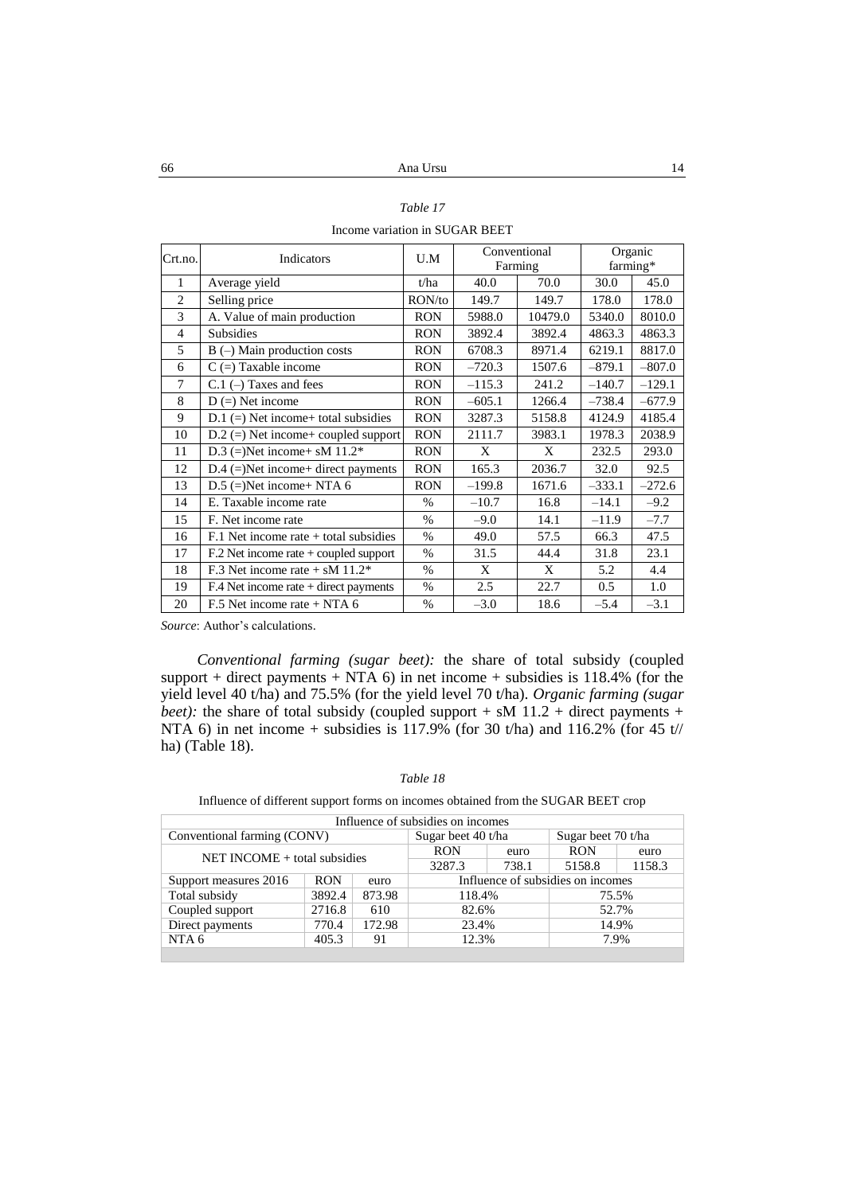*Table 17*

Income variation in SUGAR BEET

| Crt.no. | Indicators | U.M | Conventional Farming | | Organic farming* | |
|---|---|---|---|---|---|---|
| 1 | Average yield | t/ha | 40.0 | 70.0 | 30.0 | 45.0 |
| 2 | Selling price | RON/to | 149.7 | 149.7 | 178.0 | 178.0 |
| 3 | A. Value of main production | RON | 5988.0 | 10479.0 | 5340.0 | 8010.0 |
| 4 | Subsidies | RON | 3892.4 | 3892.4 | 4863.3 | 4863.3 |
| 5 | B (–) Main production costs | RON | 6708.3 | 8971.4 | 6219.1 | 8817.0 |
| 6 | C (=) Taxable income | RON | –720.3 | 1507.6 | –879.1 | –807.0 |
| 7 | C.1 (–) Taxes and fees | RON | –115.3 | 241.2 | –140.7 | –129.1 |
| 8 | D (=) Net income | RON | –605.1 | 1266.4 | –738.4 | –677.9 |
| 9 | D.1 (=) Net income+ total subsidies | RON | 3287.3 | 5158.8 | 4124.9 | 4185.4 |
| 10 | D.2 (=) Net income+ coupled support | RON | 2111.7 | 3983.1 | 1978.3 | 2038.9 |
| 11 | D.3 (=)Net income+ sM 11.2* | RON | X | X | 232.5 | 293.0 |
| 12 | D.4 (=)Net income+ direct payments | RON | 165.3 | 2036.7 | 32.0 | 92.5 |
| 13 | D.5 (=)Net income+ NTA 6 | RON | –199.8 | 1671.6 | –333.1 | –272.6 |
| 14 | E. Taxable income rate | % | –10.7 | 16.8 | –14.1 | –9.2 |
| 15 | F. Net income rate | % | –9.0 | 14.1 | –11.9 | –7.7 |
| 16 | F.1 Net income rate + total subsidies | % | 49.0 | 57.5 | 66.3 | 47.5 |
| 17 | F.2 Net income rate + coupled support | % | 31.5 | 44.4 | 31.8 | 23.1 |
| 18 | F.3 Net income rate + sM 11.2* | % | X | X | 5.2 | 4.4 |
| 19 | F.4 Net income rate + direct payments | % | 2.5 | 22.7 | 0.5 | 1.0 |
| 20 | F.5 Net income rate + NTA 6 | % | –3.0 | 18.6 | –5.4 | –3.1 |

*Source*: Author's calculations.

*Conventional farming (sugar beet):* the share of total subsidy (coupled support + direct payments + NTA 6) in net income + subsidies is 118.4% (for the yield level 40 t/ha) and 75.5% (for the yield level 70 t/ha). *Organic farming (sugar beet):* the share of total subsidy (coupled support + sM 11.2 + direct payments + NTA 6) in net income + subsidies is 117.9% (for 30 t/ha) and 116.2% (for 45 t// ha) (Table 18).

*Table 18*

Influence of different support forms on incomes obtained from the SUGAR BEET crop

| Influence of subsidies on incomes | | | | | | |
|---|---|---|---|---|---|---|
| Conventional farming (CONV) | | | Sugar beet 40 t/ha | | Sugar beet 70 t/ha | |
| NET INCOME + total subsidies | | | RON | euro | RON | euro |
| | | | 3287.3 | 738.1 | 5158.8 | 1158.3 |
| Support measures 2016 | RON | euro | Influence of subsidies on incomes | | | |
| Total subsidy | 3892.4 | 873.98 | 118.4% | | 75.5% | |
| Coupled support | 2716.8 | 610 | 82.6% | | 52.7% | |
| Direct payments | 770.4 | 172.98 | 23.4% | | 14.9% | |
| NTA 6 | 405.3 | 91 | 12.3% | | 7.9% | |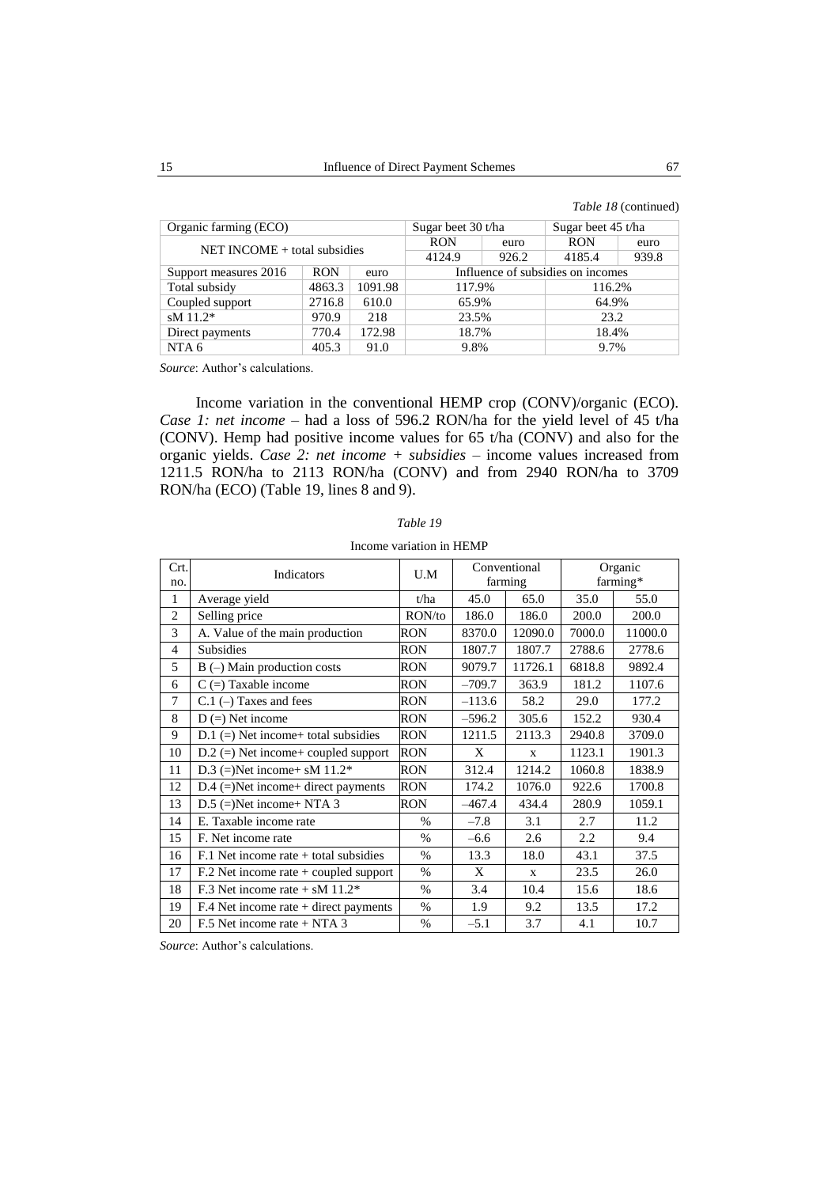*Table 18* (continued)

| Organic farming (ECO) | | | Sugar beet 30 t/ha | | Sugar beet 45 t/ha | |
|---|---|---|---|---|---|---|
| NET INCOME + total subsidies | | | RON | euro | RON | euro |
| | | | 4124.9 | 926.2 | 4185.4 | 939.8 |
| Support measures 2016 | RON | euro | Influence of subsidies on incomes | | | |
| Total subsidy | 4863.3 | 1091.98 | 117.9% | | 116.2% | |
| Coupled support | 2716.8 | 610.0 | 65.9% | | 64.9% | |
| sM 11.2* | 970.9 | 218 | 23.5% | | 23.2 | |
| Direct payments | 770.4 | 172.98 | 18.7% | | 18.4% | |
| NTA 6 | 405.3 | 91.0 | 9.8% | | 9.7% | |

*Source*: Author's calculations.

Income variation in the conventional HEMP crop (CONV)/organic (ECO). *Case 1: net income* – had a loss of 596.2 RON/ha for the yield level of 45 t/ha (CONV). Hemp had positive income values for 65 t/ha (CONV) and also for the organic yields. *Case 2: net income + subsidies* – income values increased from 1211.5 RON/ha to 2113 RON/ha (CONV) and from 2940 RON/ha to 3709 RON/ha (ECO) (Table 19, lines 8 and 9).

*Table 19*

Income variation in HEMP

| Crt. no. | Indicators | U.M | Conventional farming | | Organic farming* | |
|---|---|---|---|---|---|---|
| 1 | Average yield | t/ha | 45.0 | 65.0 | 35.0 | 55.0 |
| 2 | Selling price | RON/to | 186.0 | 186.0 | 200.0 | 200.0 |
| 3 | A. Value of the main production | RON | 8370.0 | 12090.0 | 7000.0 | 11000.0 |
| 4 | Subsidies | RON | 1807.7 | 1807.7 | 2788.6 | 2778.6 |
| 5 | B (–) Main production costs | RON | 9079.7 | 11726.1 | 6818.8 | 9892.4 |
| 6 | C (=) Taxable income | RON | –709.7 | 363.9 | 181.2 | 1107.6 |
| 7 | C.1 (–) Taxes and fees | RON | –113.6 | 58.2 | 29.0 | 177.2 |
| 8 | D (=) Net income | RON | –596.2 | 305.6 | 152.2 | 930.4 |
| 9 | D.1 (=) Net income+ total subsidies | RON | 1211.5 | 2113.3 | 2940.8 | 3709.0 |
| 10 | D.2 (=) Net income+ coupled support | RON | X | x | 1123.1 | 1901.3 |
| 11 | D.3 (=)Net income+ sM 11.2* | RON | 312.4 | 1214.2 | 1060.8 | 1838.9 |
| 12 | D.4 (=)Net income+ direct payments | RON | 174.2 | 1076.0 | 922.6 | 1700.8 |
| 13 | D.5 (=)Net income+ NTA 3 | RON | –467.4 | 434.4 | 280.9 | 1059.1 |
| 14 | E. Taxable income rate | % | –7.8 | 3.1 | 2.7 | 11.2 |
| 15 | F. Net income rate | % | –6.6 | 2.6 | 2.2 | 9.4 |
| 16 | F.1 Net income rate + total subsidies | % | 13.3 | 18.0 | 43.1 | 37.5 |
| 17 | F.2 Net income rate + coupled support | % | X | x | 23.5 | 26.0 |
| 18 | F.3 Net income rate + sM 11.2* | % | 3.4 | 10.4 | 15.6 | 18.6 |
| 19 | F.4 Net income rate + direct payments | % | 1.9 | 9.2 | 13.5 | 17.2 |
| 20 | F.5 Net income rate + NTA 3 | % | –5.1 | 3.7 | 4.1 | 10.7 |

*Source*: Author's calculations.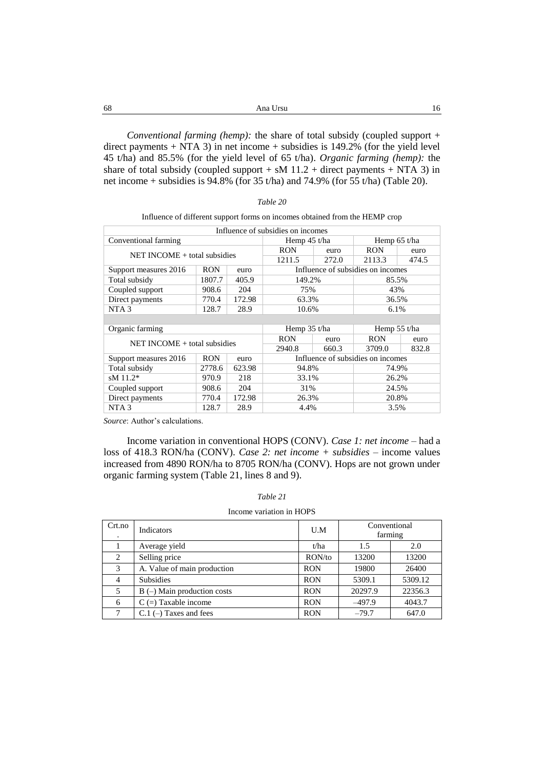*Conventional farming (hemp):* the share of total subsidy (coupled support + direct payments + NTA 3) in net income + subsidies is 149.2% (for the yield level 45 t/ha) and 85.5% (for the yield level of 65 t/ha). *Organic farming (hemp):* the share of total subsidy (coupled support + sM 11.2 + direct payments + NTA 3) in net income + subsidies is 94.8% (for 35 t/ha) and 74.9% (for 55 t/ha) (Table 20).

*Table 20*

Influence of different support forms on incomes obtained from the HEMP crop

| Influence of subsidies on incomes | | | | | | |
|---|---|---|---|---|---|---|
| Conventional farming | | | Hemp 45 t/ha | | Hemp 65 t/ha | |
| NET INCOME + total subsidies | | | RON | euro | RON | euro |
| | | | 1211.5 | 272.0 | 2113.3 | 474.5 |
| Support measures 2016 | RON | euro | Influence of subsidies on incomes | | | |
| Total subsidy | 1807.7 | 405.9 | 149.2% | | 85.5% | |
| Coupled support | 908.6 | 204 | 75% | | 43% | |
| Direct payments | 770.4 | 172.98 | 63.3% | | 36.5% | |
| NTA 3 | 128.7 | 28.9 | 10.6% | | 6.1% | |
| | | | | | | |
| Organic farming | | | Hemp 35 t/ha | | Hemp 55 t/ha | |
| NET INCOME + total subsidies | | | RON | euro | RON | euro |
| | | | 2940.8 | 660.3 | 3709.0 | 832.8 |
| Support measures 2016 | RON | euro | Influence of subsidies on incomes | | | |
| Total subsidy | 2778.6 | 623.98 | 94.8% | | 74.9% | |
| sM 11.2* | 970.9 | 218 | 33.1% | | 26.2% | |
| Coupled support | 908.6 | 204 | 31% | | 24.5% | |
| Direct payments | 770.4 | 172.98 | 26.3% | | 20.8% | |
| NTA 3 | 128.7 | 28.9 | 4.4% | | 3.5% | |

*Source*: Author's calculations.

Income variation in conventional HOPS (CONV). *Case 1: net income* – had a loss of 418.3 RON/ha (CONV). *Case 2: net income + subsidies* – income values increased from 4890 RON/ha to 8705 RON/ha (CONV). Hops are not grown under organic farming system (Table 21, lines 8 and 9).

*Table 21*

Income variation in HOPS

| Crt.no. | Indicators | U.M | Conventional farming | |
|---|---|---|---|---|
| 1 | Average yield | t/ha | 1.5 | 2.0 |
| 2 | Selling price | RON/to | 13200 | 13200 |
| 3 | A. Value of main production | RON | 19800 | 26400 |
| 4 | Subsidies | RON | 5309.1 | 5309.12 |
| 5 | B (–) Main production costs | RON | 20297.9 | 22356.3 |
| 6 | C (=) Taxable income | RON | –497.9 | 4043.7 |
| 7 | C.1 (–) Taxes and fees | RON | –79.7 | 647.0 |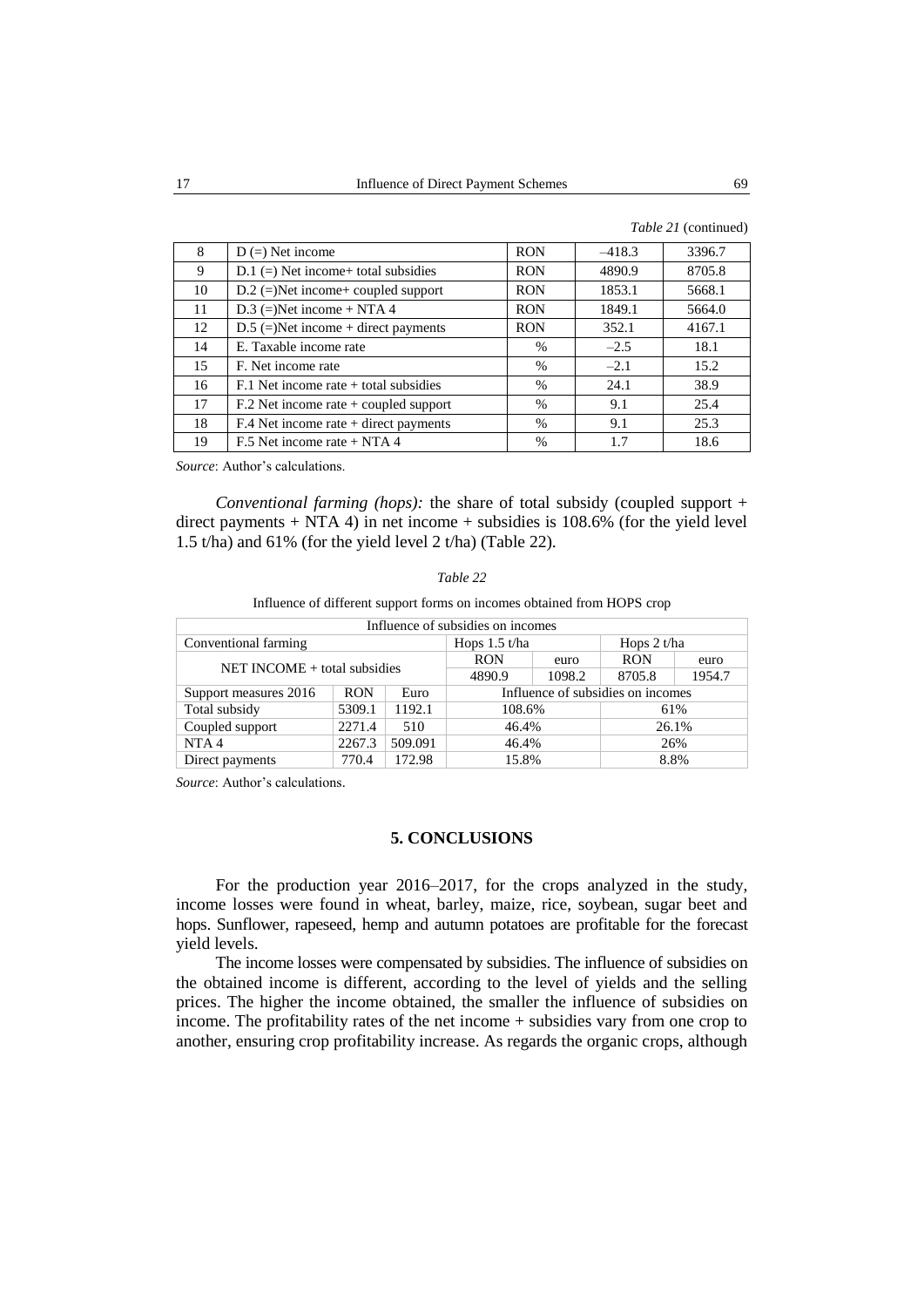*Table 21* (continued)

| | | | | |
|---|---|---|---|---|
| 8 | D (=) Net income | RON | –418.3 | 3396.7 |
| 9 | D.1 (=) Net income+ total subsidies | RON | 4890.9 | 8705.8 |
| 10 | D.2 (=)Net income+ coupled support | RON | 1853.1 | 5668.1 |
| 11 | D.3 (=)Net income + NTA 4 | RON | 1849.1 | 5664.0 |
| 12 | D.5 (=)Net income + direct payments | RON | 352.1 | 4167.1 |
| 14 | E. Taxable income rate | % | –2.5 | 18.1 |
| 15 | F. Net income rate | % | –2.1 | 15.2 |
| 16 | F.1 Net income rate + total subsidies | % | 24.1 | 38.9 |
| 17 | F.2 Net income rate + coupled support | % | 9.1 | 25.4 |
| 18 | F.4 Net income rate + direct payments | % | 9.1 | 25.3 |
| 19 | F.5 Net income rate + NTA 4 | % | 1.7 | 18.6 |

*Source*: Author's calculations.

*Conventional farming (hops):* the share of total subsidy (coupled support + direct payments + NTA 4) in net income + subsidies is 108.6% (for the yield level 1.5 t/ha) and 61% (for the yield level 2 t/ha) (Table 22).

*Table 22*

Influence of different support forms on incomes obtained from HOPS crop

| Influence of subsidies on incomes | | | | | | |
|---|---|---|---|---|---|---|
| Conventional farming | | | Hops 1.5 t/ha | | Hops 2 t/ha | |
| NET INCOME + total subsidies | | | RON | euro | RON | euro |
| | | | 4890.9 | 1098.2 | 8705.8 | 1954.7 |
| Support measures 2016 | RON | Euro | Influence of subsidies on incomes | | | |
| Total subsidy | 5309.1 | 1192.1 | 108.6% | | 61% | |
| Coupled support | 2271.4 | 510 | 46.4% | | 26.1% | |
| NTA 4 | 2267.3 | 509.091 | 46.4% | | 26% | |
| Direct payments | 770.4 | 172.98 | 15.8% | | 8.8% | |

*Source*: Author's calculations.

## 5. CONCLUSIONS

For the production year 2016–2017, for the crops analyzed in the study, income losses were found in wheat, barley, maize, rice, soybean, sugar beet and hops. Sunflower, rapeseed, hemp and autumn potatoes are profitable for the forecast yield levels.

The income losses were compensated by subsidies. The influence of subsidies on the obtained income is different, according to the level of yields and the selling prices. The higher the income obtained, the smaller the influence of subsidies on income. The profitability rates of the net income + subsidies vary from one crop to another, ensuring crop profitability increase. As regards the organic crops, although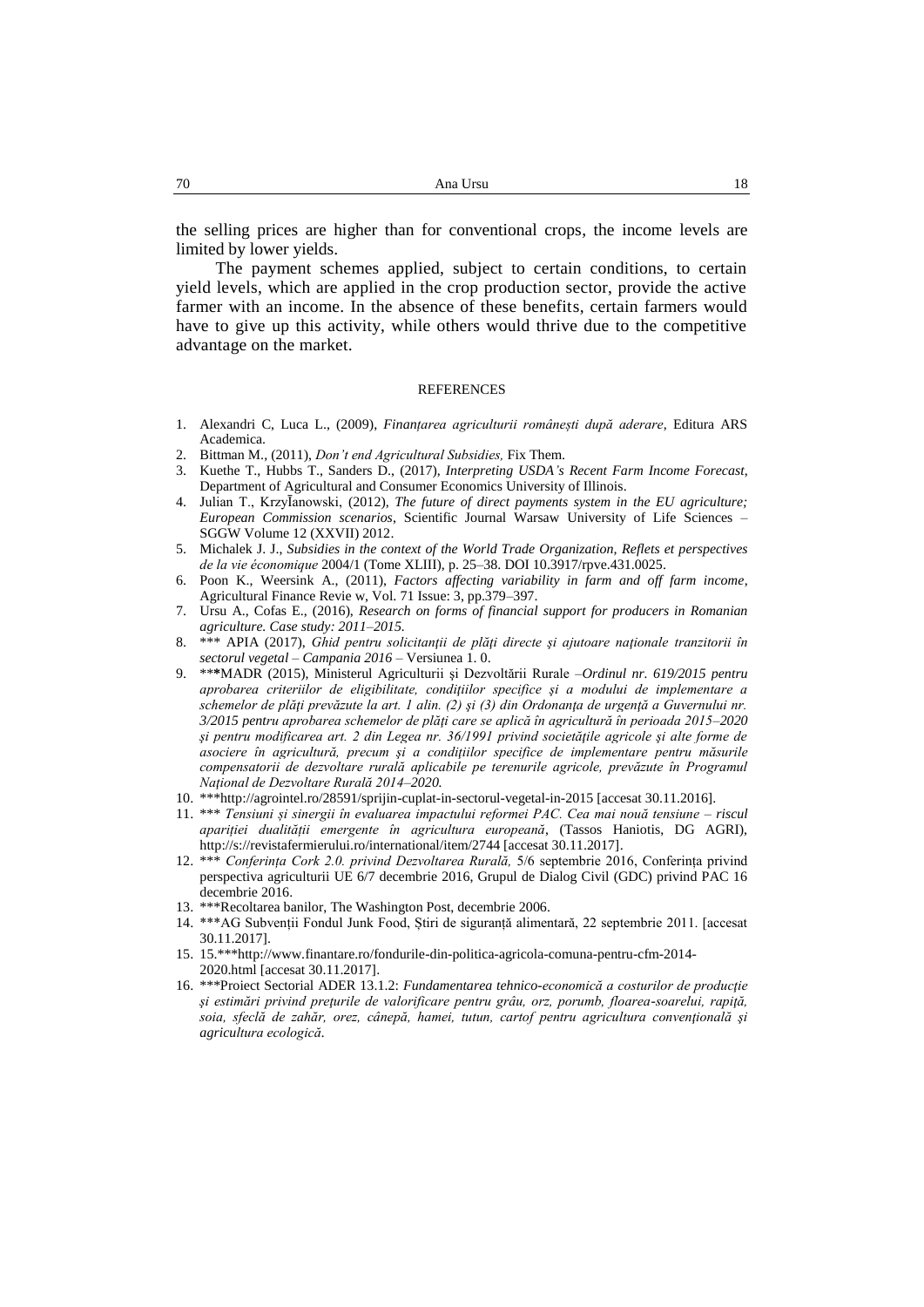the selling prices are higher than for conventional crops, the income levels are limited by lower yields.

The payment schemes applied, subject to certain conditions, to certain yield levels, which are applied in the crop production sector, provide the active farmer with an income. In the absence of these benefits, certain farmers would have to give up this activity, while others would thrive due to the competitive advantage on the market.

## REFERENCES

1. Alexandri C, Luca L., (2009), *Finanţarea agriculturii româneşti după aderare*, Editura ARS Academica.
2. Bittman M., (2011), *Don't end Agricultural Subsidies,* Fix Them.
3. Kuethe T., Hubbs T., Sanders D., (2017), *Interpreting USDA's Recent Farm Income Forecast*, Department of Agricultural and Consumer Economics University of Illinois.
4. Julian T., KrzyĪanowski, (2012), *The future of direct payments system in the EU agriculture; European Commission scenarios*, Scientific Journal Warsaw University of Life Sciences – SGGW Volume 12 (XXVII) 2012.
5. Michalek J. J., *Subsidies in the context of the World Trade Organization, Reflets et perspectives de la vie économique* 2004/1 (Tome XLIII), p. 25–38. DOI 10.3917/rpve.431.0025.
6. Poon K., Weersink A., (2011), *Factors affecting variability in farm and off farm income*, Agricultural Finance Revie w, Vol. 71 Issue: 3, pp.379–397.
7. Ursu A., Cofas E., (2016), *Research on forms of financial support for producers in Romanian agriculture. Case study: 2011–2015.*
8. *** APIA (2017), *Ghid pentru solicitanţii de plăţi directe şi ajutoare naţionale tranzitorii în sectorul vegetal – Campania 2016* – Versiunea 1. 0.
9. ***MADR (2015), Ministerul Agriculturii şi Dezvoltării Rurale –*Ordinul nr. 619/2015 pentru aprobarea criteriilor de eligibilitate, condiţiilor specifice şi a modului de implementare a schemelor de plăţi prevăzute la art. 1 alin. (2) şi (3) din Ordonanţa de urgenţă a Guvernului nr. 3/2015 pentru aprobarea schemelor de plăţi care se aplică în agricultură în perioada 2015–2020 şi pentru modificarea art. 2 din Legea nr. 36/1991 privind societăţile agricole şi alte forme de asociere în agricultură, precum şi a condiţiilor specifice de implementare pentru măsurile compensatorii de dezvoltare rurală aplicabile pe terenurile agricole, prevăzute în Programul Naţional de Dezvoltare Rurală 2014–2020.*
10. ***http://agrointel.ro/28591/sprijin-cuplat-in-sectorul-vegetal-in-2015 [accesat 30.11.2016].
11. *** *Tensiuni şi sinergii în evaluarea impactului reformei PAC. Cea mai nouă tensiune – riscul apariţiei dualităţii emergente în agricultura europeană*, (Tassos Haniotis, DG AGRI), http://s://revistafermierului.ro/international/item/2744 [accesat 30.11.2017].
12. *** *Conferinţa Cork 2.0. privind Dezvoltarea Rurală,* 5/6 septembrie 2016, Conferinţa privind perspectiva agriculturii UE 6/7 decembrie 2016, Grupul de Dialog Civil (GDC) privind PAC 16 decembrie 2016.
13. ***Recoltarea banilor, The Washington Post, decembrie 2006.
14. ***AG Subvenţii Fondul Junk Food, Ştiri de siguranţă alimentară, 22 septembrie 2011. [accesat 30.11.2017].
15. 15.***http://www.finantare.ro/fondurile-din-politica-agricola-comuna-pentru-cfm-2014-2020.html [accesat 30.11.2017].
16. ***Proiect Sectorial ADER 13.1.2: *Fundamentarea tehnico-economică a costurilor de producţie şi estimări privind preţurile de valorificare pentru grâu, orz, porumb, floarea-soarelui, rapiţă, soia, sfeclă de zahăr, orez, cânepă, hamei, tutun, cartof pentru agricultura convenţională şi agricultura ecologică.*